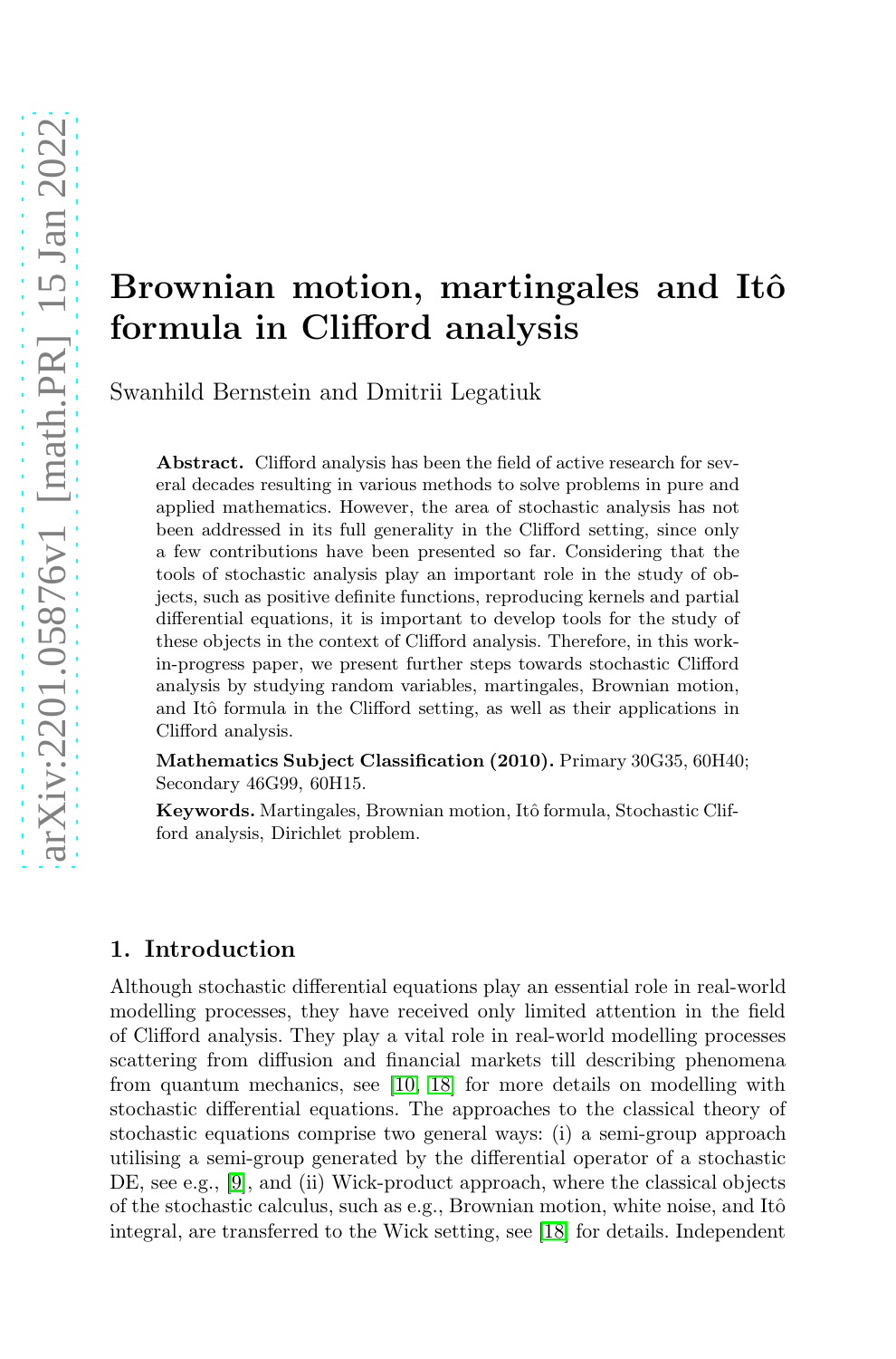# Brownian motion, martingales and Itô formula in Clifford analysis

Swanhild Bernstein and Dmitrii Legatiuk

**Abstract.** Clifford analysis has been the field of active research for several decades resulting in various methods to solve problems in pure and applied mathematics. However, the area of stochastic analysis has not been addressed in its full generality in the Clifford setting, since only a few contributions have been presented so far. Considering that the tools of stochastic analysis play an important role in the study of objects, such as positive definite functions, reproducing kernels and partial differential equations, it is important to develop tools for the study of these objects in the context of Clifford analysis. Therefore, in this work-in-progress paper, we present further steps towards stochastic Clifford analysis by studying random variables, martingales, Brownian motion, and Itô formula in the Clifford setting, as well as their applications in Clifford analysis.

**Mathematics Subject Classification (2010).** Primary 30G35, 60H40; Secondary 46G99, 60H15.

**Keywords.** Martingales, Brownian motion, Itô formula, Stochastic Clifford analysis, Dirichlet problem.

## 1. Introduction

Although stochastic differential equations play an essential role in real-world modelling processes, they have received only limited attention in the field of Clifford analysis. They play a vital role in real-world modelling processes scattering from diffusion and financial markets till describing phenomena from quantum mechanics, see [10, 18] for more details on modelling with stochastic differential equations. The approaches to the classical theory of stochastic equations comprise two general ways: (i) a semi-group approach utilising a semi-group generated by the differential operator of a stochastic DE, see e.g., [9], and (ii) Wick-product approach, where the classical objects of the stochastic calculus, such as e.g., Brownian motion, white noise, and Itô integral, are transferred to the Wick setting, see [18] for details. Independent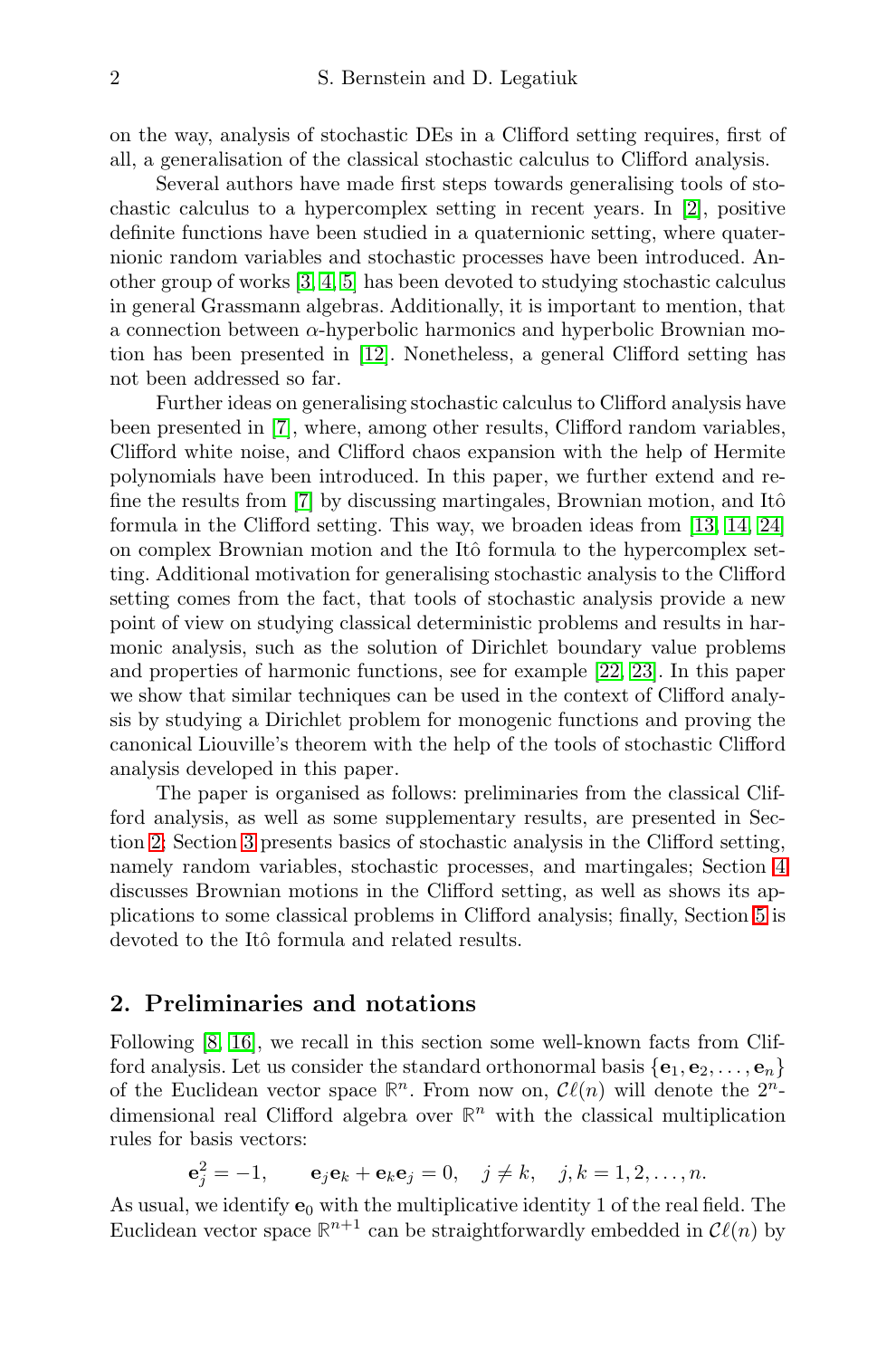on the way, analysis of stochastic DEs in a Clifford setting requires, first of all, a generalisation of the classical stochastic calculus to Clifford analysis.

Several authors have made first steps towards generalising tools of stochastic calculus to a hypercomplex setting in recent years. In [2], positive definite functions have been studied in a quaternionic setting, where quaternionic random variables and stochastic processes have been introduced. Another group of works [3, 4, 5] has been devoted to studying stochastic calculus in general Grassmann algebras. Additionally, it is important to mention, that a connection between $\alpha$-hyperbolic harmonics and hyperbolic Brownian motion has been presented in [12]. Nonetheless, a general Clifford setting has not been addressed so far.

Further ideas on generalising stochastic calculus to Clifford analysis have been presented in [7], where, among other results, Clifford random variables, Clifford white noise, and Clifford chaos expansion with the help of Hermite polynomials have been introduced. In this paper, we further extend and refine the results from [7] by discussing martingales, Brownian motion, and Itô formula in the Clifford setting. This way, we broaden ideas from [13, 14, 24] on complex Brownian motion and the Itô formula to the hypercomplex setting. Additional motivation for generalising stochastic analysis to the Clifford setting comes from the fact, that tools of stochastic analysis provide a new point of view on studying classical deterministic problems and results in harmonic analysis, such as the solution of Dirichlet boundary value problems and properties of harmonic functions, see for example [22, 23]. In this paper we show that similar techniques can be used in the context of Clifford analysis by studying a Dirichlet problem for monogenic functions and proving the canonical Liouville's theorem with the help of the tools of stochastic Clifford analysis developed in this paper.

The paper is organised as follows: preliminaries from the classical Clifford analysis, as well as some supplementary results, are presented in Section 2; Section 3 presents basics of stochastic analysis in the Clifford setting, namely random variables, stochastic processes, and martingales; Section 4 discusses Brownian motions in the Clifford setting, as well as shows its applications to some classical problems in Clifford analysis; finally, Section 5 is devoted to the Itô formula and related results.

## 2. Preliminaries and notations

Following [8, 16], we recall in this section some well-known facts from Clifford analysis. Let us consider the standard orthonormal basis $\{\mathbf{e}_1, \mathbf{e}_2, \ldots, \mathbf{e}_n\}$ of the Euclidean vector space $\mathbb{R}^n$. From now on, $\mathcal{C}\ell(n)$ will denote the $2^n$-dimensional real Clifford algebra over $\mathbb{R}^n$ with the classical multiplication rules for basis vectors:

$$\mathbf{e}_j^2 = -1, \qquad \mathbf{e}_j\mathbf{e}_k + \mathbf{e}_k\mathbf{e}_j = 0, \quad j \neq k, \quad j,k = 1,2,\ldots,n.$$

As usual, we identify $\mathbf{e}_0$ with the multiplicative identity 1 of the real field. The Euclidean vector space $\mathbb{R}^{n+1}$ can be straightforwardly embedded in $\mathcal{C}\ell(n)$ by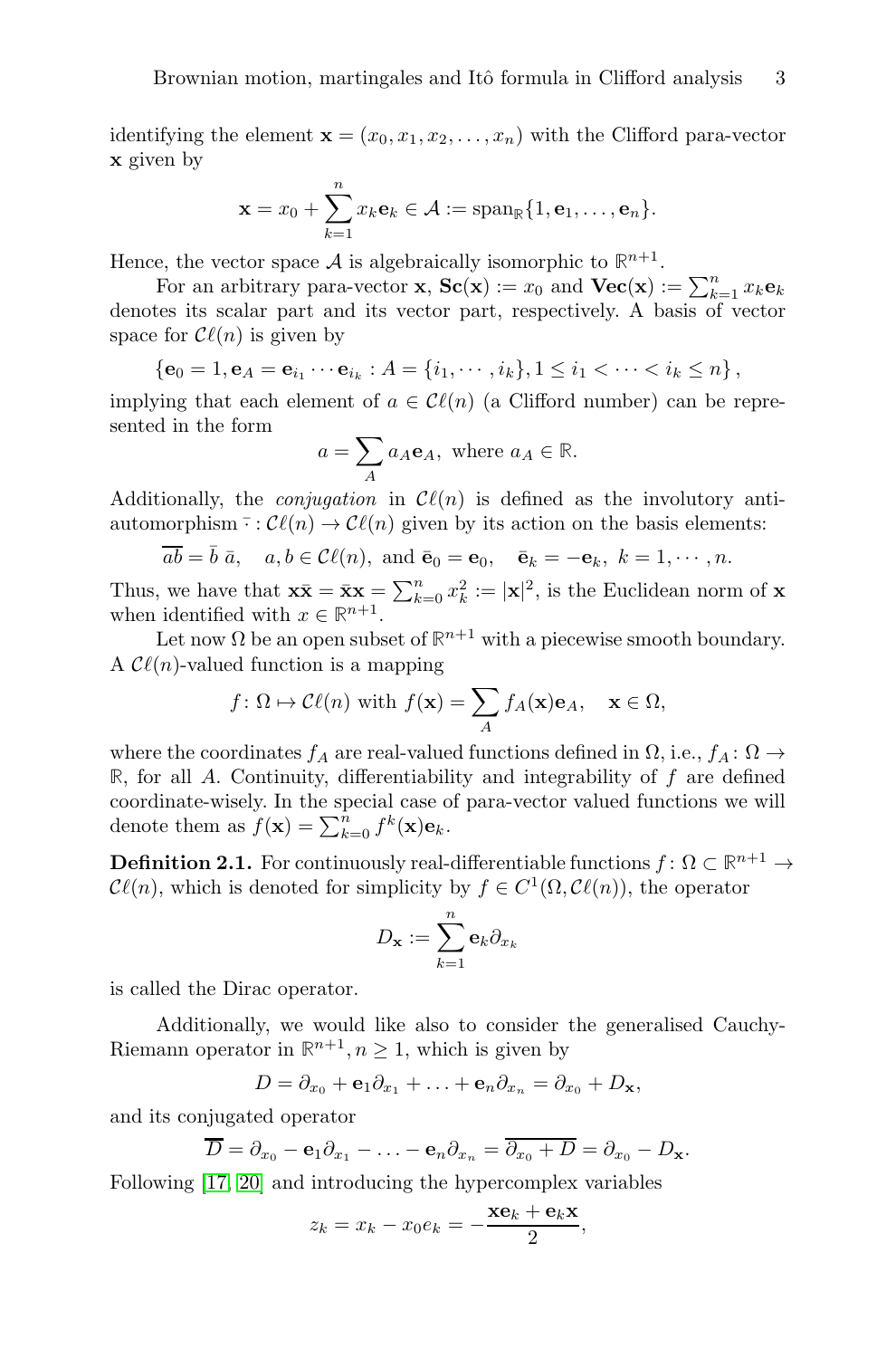identifying the element $\mathbf{x} = (x_0, x_1, x_2, \ldots, x_n)$ with the Clifford para-vector $\mathbf{x}$ given by

$$\mathbf{x} = x_0 + \sum_{k=1}^{n} x_k \mathbf{e}_k \in \mathcal{A} := \mathrm{span}_{\mathbb{R}}\{1, \mathbf{e}_1, \ldots, \mathbf{e}_n\}.$$

Hence, the vector space $\mathcal{A}$ is algebraically isomorphic to $\mathbb{R}^{n+1}$.

For an arbitrary para-vector $\mathbf{x}$, $\mathbf{Sc}(\mathbf{x}) := x_0$ and $\mathbf{Vec}(\mathbf{x}) := \sum_{k=1}^{n} x_k \mathbf{e}_k$ denotes its scalar part and its vector part, respectively. A basis of vector space for $\mathcal{C}\ell(n)$ is given by

$$\{\mathbf{e}_0 = 1, \mathbf{e}_A = \mathbf{e}_{i_1} \cdots \mathbf{e}_{i_k} : A = \{i_1, \cdots, i_k\}, 1 \leq i_1 < \cdots < i_k \leq n\},$$

implying that each element of $a \in \mathcal{C}\ell(n)$ (a Clifford number) can be represented in the form

$$a = \sum_A a_A \mathbf{e}_A, \text{ where } a_A \in \mathbb{R}.$$

Additionally, the *conjugation* in $\mathcal{C}\ell(n)$ is defined as the involutory anti-automorphism $\bar{\cdot} : \mathcal{C}\ell(n) \to \mathcal{C}\ell(n)$ given by its action on the basis elements:

$$\overline{ab} = \bar{b}\,\bar{a}, \quad a, b \in \mathcal{C}\ell(n), \text{ and } \bar{\mathbf{e}}_0 = \mathbf{e}_0, \quad \bar{\mathbf{e}}_k = -\mathbf{e}_k, \ k = 1, \cdots, n.$$

Thus, we have that $\mathbf{x}\bar{\mathbf{x}} = \bar{\mathbf{x}}\mathbf{x} = \sum_{k=0}^{n} x_k^2 := |\mathbf{x}|^2$, is the Euclidean norm of $\mathbf{x}$ when identified with $x \in \mathbb{R}^{n+1}$.

Let now $\Omega$ be an open subset of $\mathbb{R}^{n+1}$ with a piecewise smooth boundary. A $\mathcal{C}\ell(n)$-valued function is a mapping

$$f \colon \Omega \mapsto \mathcal{C}\ell(n) \text{ with } f(\mathbf{x}) = \sum_A f_A(\mathbf{x})\mathbf{e}_A, \quad \mathbf{x} \in \Omega,$$

where the coordinates $f_A$ are real-valued functions defined in $\Omega$, i.e., $f_A \colon \Omega \to \mathbb{R}$, for all $A$. Continuity, differentiability and integrability of $f$ are defined coordinate-wisely. In the special case of para-vector valued functions we will denote them as $f(\mathbf{x}) = \sum_{k=0}^{n} f^k(\mathbf{x})\mathbf{e}_k$.

**Definition 2.1.** For continuously real-differentiable functions $f \colon \Omega \subset \mathbb{R}^{n+1} \to \mathcal{C}\ell(n)$, which is denoted for simplicity by $f \in C^1(\Omega, \mathcal{C}\ell(n))$, the operator

$$D_{\mathbf{x}} := \sum_{k=1}^{n} \mathbf{e}_k \partial_{x_k}$$

is called the Dirac operator.

Additionally, we would like also to consider the generalised Cauchy-Riemann operator in $\mathbb{R}^{n+1}, n \geq 1$, which is given by

$$D = \partial_{x_0} + \mathbf{e}_1\partial_{x_1} + \ldots + \mathbf{e}_n\partial_{x_n} = \partial_{x_0} + D_{\mathbf{x}},$$

and its conjugated operator

$$\overline{D} = \partial_{x_0} - \mathbf{e}_1\partial_{x_1} - \ldots - \mathbf{e}_n\partial_{x_n} = \overline{\partial_{x_0} + D} = \partial_{x_0} - D_{\mathbf{x}}.$$

Following [17, 20] and introducing the hypercomplex variables

$$z_k = x_k - x_0 e_k = -\frac{\mathbf{x}\mathbf{e}_k + \mathbf{e}_k\mathbf{x}}{2},$$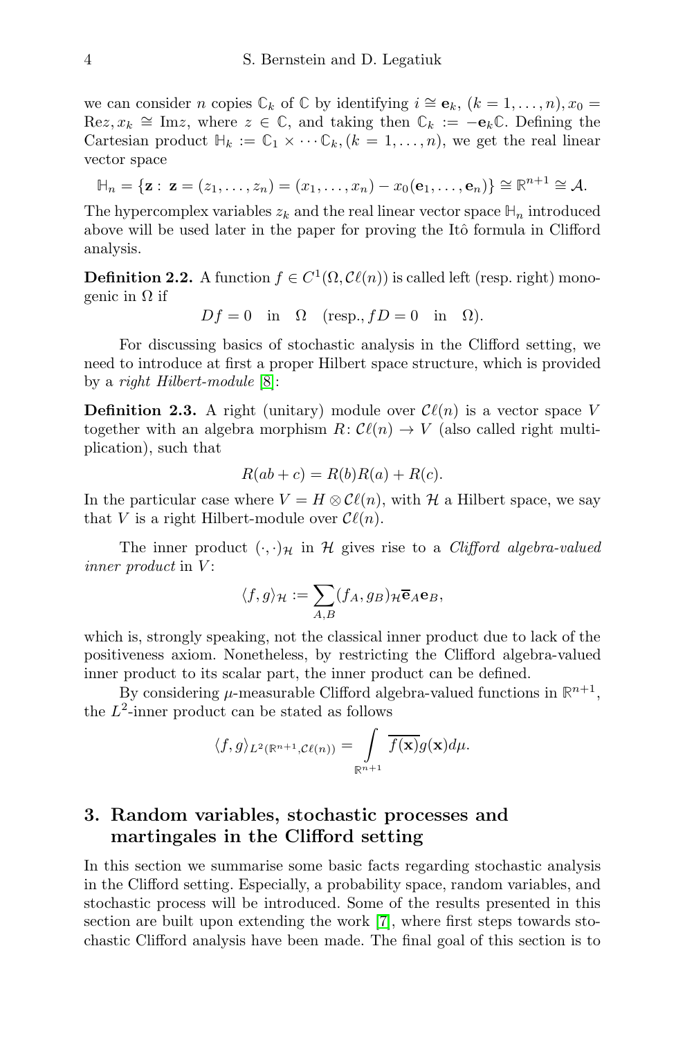we can consider $n$ copies $\mathbb{C}_k$ of $\mathbb{C}$ by identifying $i \cong \mathbf{e}_k$, $(k = 1, \ldots, n), x_0 = \mathrm{Re}z, x_k \cong \mathrm{Im}z$, where $z \in \mathbb{C}$, and taking then $\mathbb{C}_k := -\mathbf{e}_k\mathbb{C}$. Defining the Cartesian product $\mathbb{H}_k := \mathbb{C}_1 \times \cdots \mathbb{C}_k, (k = 1, \ldots, n)$, we get the real linear vector space

$$\mathbb{H}_n = \{\mathbf{z} : \mathbf{z} = (z_1, \ldots, z_n) = (x_1, \ldots, x_n) - x_0(\mathbf{e}_1, \ldots, \mathbf{e}_n)\} \cong \mathbb{R}^{n+1} \cong \mathcal{A}.$$

The hypercomplex variables $z_k$ and the real linear vector space $\mathbb{H}_n$ introduced above will be used later in the paper for proving the Itô formula in Clifford analysis.

**Definition 2.2.** A function $f \in C^1(\Omega, \mathcal{C}\ell(n))$ is called left (resp. right) monogenic in $\Omega$ if

$$Df = 0 \quad \text{in} \quad \Omega \quad (\text{resp.}, fD = 0 \quad \text{in} \quad \Omega).$$

For discussing basics of stochastic analysis in the Clifford setting, we need to introduce at first a proper Hilbert space structure, which is provided by a *right Hilbert-module* [8]:

**Definition 2.3.** A right (unitary) module over $\mathcal{C}\ell(n)$ is a vector space $V$ together with an algebra morphism $R\colon \mathcal{C}\ell(n) \to V$ (also called right multiplication), such that

$$R(ab + c) = R(b)R(a) + R(c).$$

In the particular case where $V = H \otimes \mathcal{C}\ell(n)$, with $\mathcal{H}$ a Hilbert space, we say that $V$ is a right Hilbert-module over $\mathcal{C}\ell(n)$.

The inner product $(\cdot, \cdot)_{\mathcal{H}}$ in $\mathcal{H}$ gives rise to a *Clifford algebra-valued inner product* in $V$:

$$\langle f, g\rangle_{\mathcal{H}} := \sum_{A,B} (f_A, g_B)_{\mathcal{H}} \overline{\mathbf{e}}_A \mathbf{e}_B,$$

which is, strongly speaking, not the classical inner product due to lack of the positiveness axiom. Nonetheless, by restricting the Clifford algebra-valued inner product to its scalar part, the inner product can be defined.

By considering $\mu$-measurable Clifford algebra-valued functions in $\mathbb{R}^{n+1}$, the $L^2$-inner product can be stated as follows

$$\langle f, g\rangle_{L^2(\mathbb{R}^{n+1}, \mathcal{C}\ell(n))} = \int\limits_{\mathbb{R}^{n+1}} \overline{f(\mathbf{x})} g(\mathbf{x}) d\mu.$$

## 3. Random variables, stochastic processes and martingales in the Clifford setting

In this section we summarise some basic facts regarding stochastic analysis in the Clifford setting. Especially, a probability space, random variables, and stochastic process will be introduced. Some of the results presented in this section are built upon extending the work [7], where first steps towards stochastic Clifford analysis have been made. The final goal of this section is to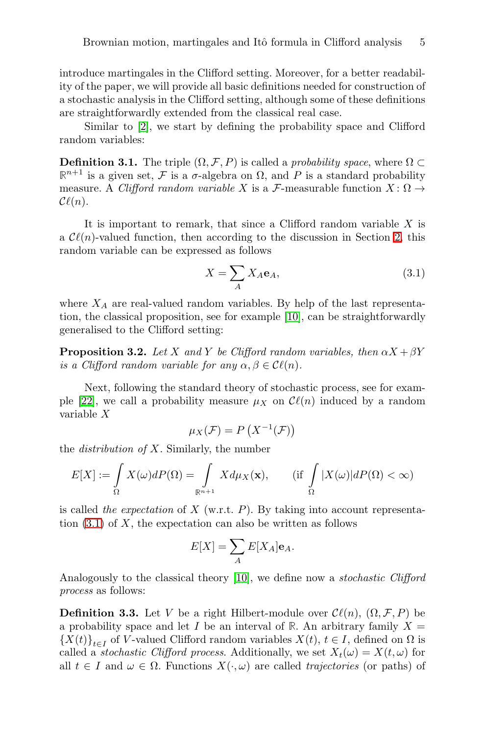introduce martingales in the Clifford setting. Moreover, for a better readability of the paper, we will provide all basic definitions needed for construction of a stochastic analysis in the Clifford setting, although some of these definitions are straightforwardly extended from the classical real case.

Similar to [2], we start by defining the probability space and Clifford random variables:

**Definition 3.1.** The triple $(\Omega, \mathcal{F}, P)$ is called a *probability space*, where $\Omega \subset \mathbb{R}^{n+1}$ is a given set, $\mathcal{F}$ is a $\sigma$-algebra on $\Omega$, and $P$ is a standard probability measure. A *Clifford random variable* $X$ is a $\mathcal{F}$-measurable function $X\colon \Omega \to \mathcal{C}\ell(n)$.

It is important to remark, that since a Clifford random variable $X$ is a $\mathcal{C}\ell(n)$-valued function, then according to the discussion in Section 2, this random variable can be expressed as follows

$$X = \sum_A X_A \mathbf{e}_A, \tag{3.1}$$

where $X_A$ are real-valued random variables. By help of the last representation, the classical proposition, see for example [10], can be straightforwardly generalised to the Clifford setting:

**Proposition 3.2.** *Let $X$ and $Y$ be Clifford random variables, then $\alpha X + \beta Y$ is a Clifford random variable for any $\alpha, \beta \in \mathcal{C}\ell(n)$.*

Next, following the standard theory of stochastic process, see for example [22], we call a probability measure $\mu_X$ on $\mathcal{C}\ell(n)$ induced by a random variable $X$

$$\mu_X(\mathcal{F}) = P\left(X^{-1}(\mathcal{F})\right)$$

the *distribution of* $X$. Similarly, the number

$$E[X] := \int_\Omega X(\omega) dP(\Omega) = \int_{\mathbb{R}^{n+1}} X d\mu_X(\mathbf{x}), \qquad \left(\text{if } \int_\Omega |X(\omega)| dP(\Omega) < \infty\right)$$

is called *the expectation* of $X$ (w.r.t. $P$). By taking into account representation (3.1) of $X$, the expectation can also be written as follows

$$E[X] = \sum_A E[X_A]\mathbf{e}_A.$$

Analogously to the classical theory [10], we define now a *stochastic Clifford process* as follows:

**Definition 3.3.** Let $V$ be a right Hilbert-module over $\mathcal{C}\ell(n)$, $(\Omega, \mathcal{F}, P)$ be a probability space and let $I$ be an interval of $\mathbb{R}$. An arbitrary family $X = \{X(t)\}_{t\in I}$ of $V$-valued Clifford random variables $X(t)$, $t \in I$, defined on $\Omega$ is called a *stochastic Clifford process*. Additionally, we set $X_t(\omega) = X(t,\omega)$ for all $t \in I$ and $\omega \in \Omega$. Functions $X(\cdot, \omega)$ are called *trajectories* (or paths) of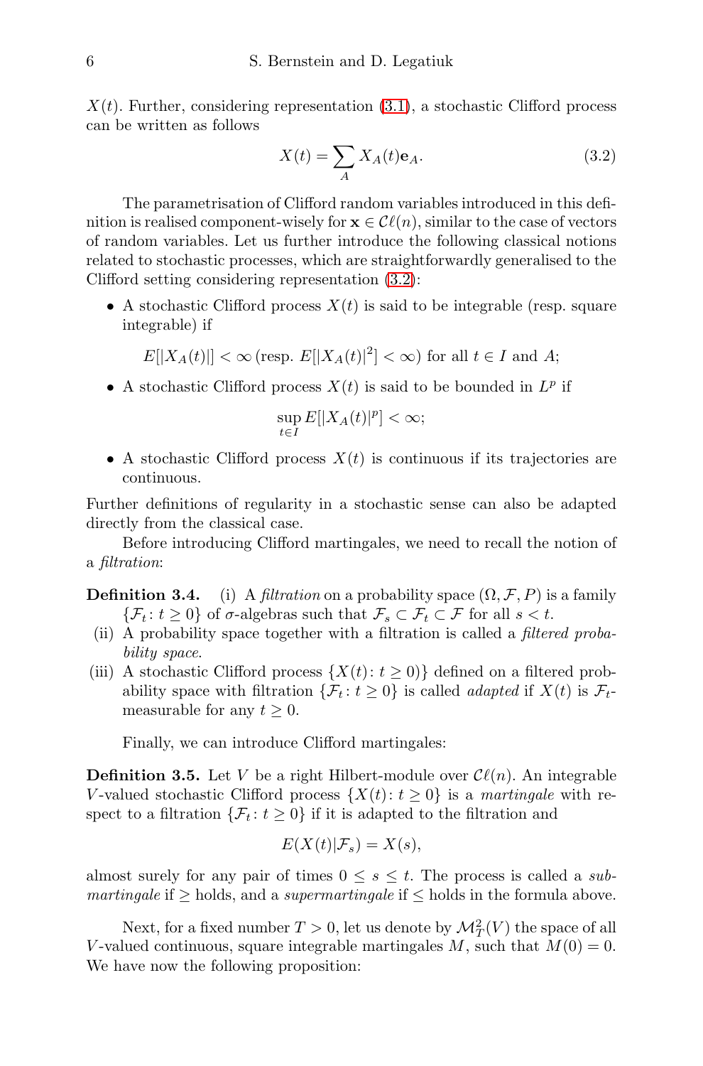$X(t)$. Further, considering representation (3.1), a stochastic Clifford process can be written as follows

$$X(t) = \sum_A X_A(t)\mathbf{e}_A. \tag{3.2}$$

The parametrisation of Clifford random variables introduced in this definition is realised component-wisely for $\mathbf{x} \in \mathcal{C}\ell(n)$, similar to the case of vectors of random variables. Let us further introduce the following classical notions related to stochastic processes, which are straightforwardly generalised to the Clifford setting considering representation (3.2):

- A stochastic Clifford process $X(t)$ is said to be integrable (resp. square integrable) if

  $E[|X_A(t)|] < \infty$ (resp. $E[|X_A(t)|^2] < \infty$) for all $t \in I$ and $A$;

- A stochastic Clifford process $X(t)$ is said to be bounded in $L^p$ if

  $$\sup_{t\in I} E[|X_A(t)|^p] < \infty;$$

- A stochastic Clifford process $X(t)$ is continuous if its trajectories are continuous.

Further definitions of regularity in a stochastic sense can also be adapted directly from the classical case.

Before introducing Clifford martingales, we need to recall the notion of a *filtration*:

**Definition 3.4.** (i) A *filtration* on a probability space $(\Omega, \mathcal{F}, P)$ is a family $\{\mathcal{F}_t : t \geq 0\}$ of $\sigma$-algebras such that $\mathcal{F}_s \subset \mathcal{F}_t \subset \mathcal{F}$ for all $s < t$.

(ii) A probability space together with a filtration is called a *filtered probability space*.

(iii) A stochastic Clifford process $\{X(t) : t \geq 0)\}$ defined on a filtered probability space with filtration $\{\mathcal{F}_t : t \geq 0\}$ is called *adapted* if $X(t)$ is $\mathcal{F}_t$-measurable for any $t \geq 0$.

Finally, we can introduce Clifford martingales:

**Definition 3.5.** Let $V$ be a right Hilbert-module over $\mathcal{C}\ell(n)$. An integrable $V$-valued stochastic Clifford process $\{X(t) : t \geq 0\}$ is a *martingale* with respect to a filtration $\{\mathcal{F}_t : t \geq 0\}$ if it is adapted to the filtration and

$$E(X(t)|\mathcal{F}_s) = X(s),$$

almost surely for any pair of times $0 \leq s \leq t$. The process is called a *submartingale* if $\geq$ holds, and a *supermartingale* if $\leq$ holds in the formula above.

Next, for a fixed number $T > 0$, let us denote by $\mathcal{M}_T^2(V)$ the space of all $V$-valued continuous, square integrable martingales $M$, such that $M(0) = 0$. We have now the following proposition: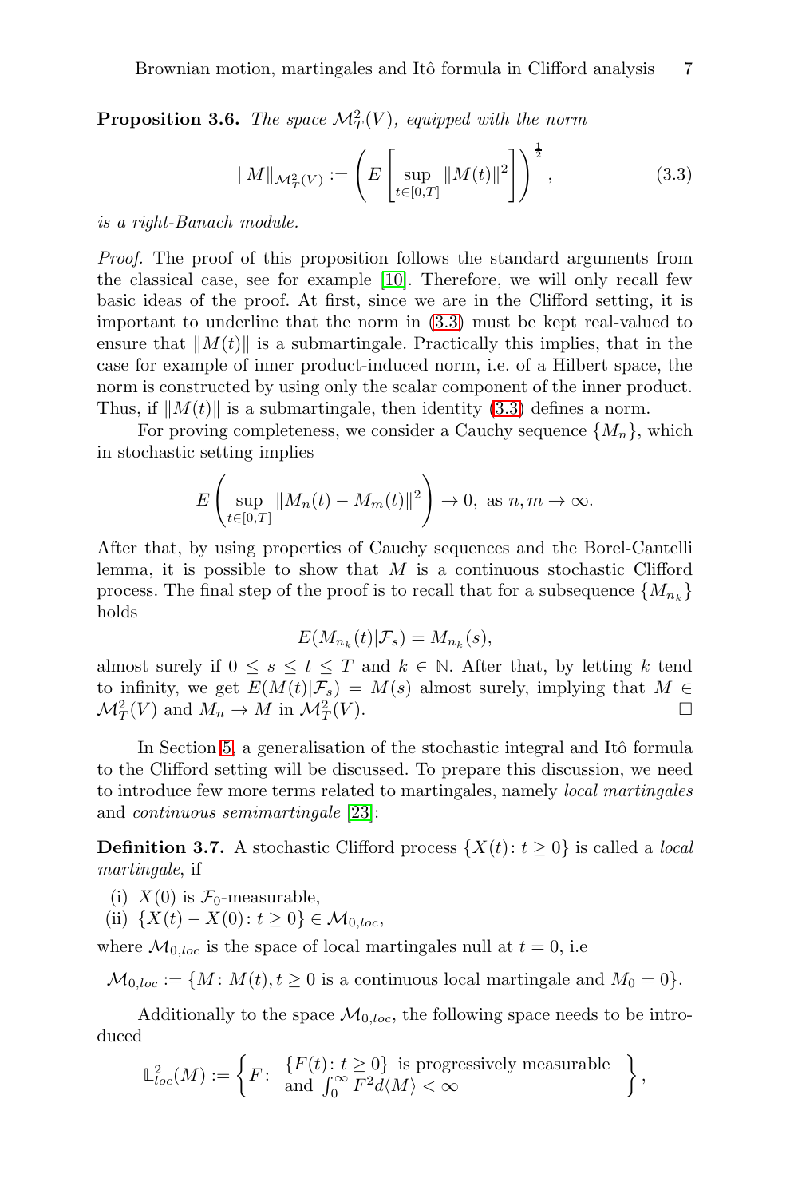**Proposition 3.6.** *The space $\mathcal{M}_T^2(V)$, equipped with the norm*

$$\|M\|_{\mathcal{M}_T^2(V)} := \left( E\left[ \sup_{t\in[0,T]} \|M(t)\|^2 \right] \right)^{\frac{1}{2}}, \tag{3.3}$$

*is a right-Banach module.*

*Proof.* The proof of this proposition follows the standard arguments from the classical case, see for example [10]. Therefore, we will only recall few basic ideas of the proof. At first, since we are in the Clifford setting, it is important to underline that the norm in (3.3) must be kept real-valued to ensure that $\|M(t)\|$ is a submartingale. Practically this implies, that in the case for example of inner product-induced norm, i.e. of a Hilbert space, the norm is constructed by using only the scalar component of the inner product. Thus, if $\|M(t)\|$ is a submartingale, then identity (3.3) defines a norm.

For proving completeness, we consider a Cauchy sequence $\{M_n\}$, which in stochastic setting implies

$$E\left( \sup_{t\in[0,T]} \|M_n(t) - M_m(t)\|^2 \right) \to 0, \text{ as } n, m \to \infty.$$

After that, by using properties of Cauchy sequences and the Borel-Cantelli lemma, it is possible to show that $M$ is a continuous stochastic Clifford process. The final step of the proof is to recall that for a subsequence $\{M_{n_k}\}$ holds

$$E(M_{n_k}(t)|\mathcal{F}_s) = M_{n_k}(s),$$

almost surely if $0 \leq s \leq t \leq T$ and $k \in \mathbb{N}$. After that, by letting $k$ tend to infinity, we get $E(M(t)|\mathcal{F}_s) = M(s)$ almost surely, implying that $M \in \mathcal{M}_T^2(V)$ and $M_n \to M$ in $\mathcal{M}_T^2(V)$. □

In Section 5, a generalisation of the stochastic integral and Itô formula to the Clifford setting will be discussed. To prepare this discussion, we need to introduce few more terms related to martingales, namely *local martingales* and *continuous semimartingale* [23]:

**Definition 3.7.** A stochastic Clifford process $\{X(t)\colon t \geq 0\}$ is called a *local martingale*, if

(i) $X(0)$ is $\mathcal{F}_0$-measurable,
(ii) $\{X(t) - X(0)\colon t \geq 0\} \in \mathcal{M}_{0,loc}$,

where $\mathcal{M}_{0,loc}$ is the space of local martingales null at $t = 0$, i.e

$$\mathcal{M}_{0,loc} := \{M\colon M(t), t \geq 0 \text{ is a continuous local martingale and } M_0 = 0\}.$$

Additionally to the space $\mathcal{M}_{0,loc}$, the following space needs to be introduced

$$\mathbb{L}^2_{loc}(M) := \left\{ F\colon \begin{array}{l} \{F(t)\colon t \geq 0\} \text{ is progressively measurable} \\ \text{and } \int_0^\infty F^2 d\langle M\rangle < \infty \end{array} \right\},$$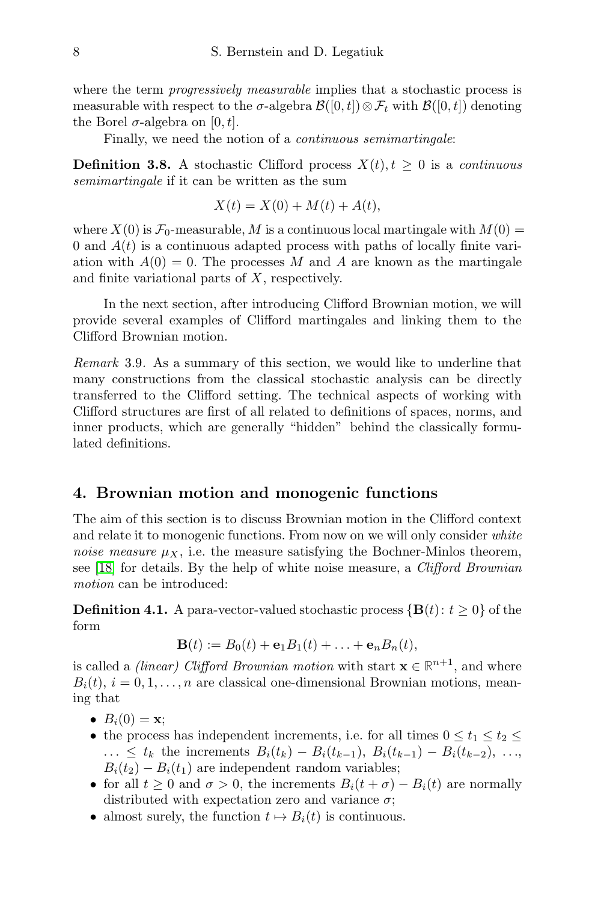where the term *progressively measurable* implies that a stochastic process is measurable with respect to the $\sigma$-algebra $\mathcal{B}([0,t]) \otimes \mathcal{F}_t$ with $\mathcal{B}([0,t])$ denoting the Borel $\sigma$-algebra on $[0,t]$.

Finally, we need the notion of a *continuous semimartingale*:

**Definition 3.8.** A stochastic Clifford process $X(t), t \geq 0$ is a *continuous semimartingale* if it can be written as the sum

$$X(t) = X(0) + M(t) + A(t),$$

where $X(0)$ is $\mathcal{F}_0$-measurable, $M$ is a continuous local martingale with $M(0) = 0$ and $A(t)$ is a continuous adapted process with paths of locally finite variation with $A(0) = 0$. The processes $M$ and $A$ are known as the martingale and finite variational parts of $X$, respectively.

In the next section, after introducing Clifford Brownian motion, we will provide several examples of Clifford martingales and linking them to the Clifford Brownian motion.

*Remark* 3.9. As a summary of this section, we would like to underline that many constructions from the classical stochastic analysis can be directly transferred to the Clifford setting. The technical aspects of working with Clifford structures are first of all related to definitions of spaces, norms, and inner products, which are generally "hidden" behind the classically formulated definitions.

## 4. Brownian motion and monogenic functions

The aim of this section is to discuss Brownian motion in the Clifford context and relate it to monogenic functions. From now on we will only consider *white noise measure* $\mu_X$, i.e. the measure satisfying the Bochner-Minlos theorem, see [18] for details. By the help of white noise measure, a *Clifford Brownian motion* can be introduced:

**Definition 4.1.** A para-vector-valued stochastic process $\{\mathbf{B}(t)\colon t \geq 0\}$ of the form

$$\mathbf{B}(t) := B_0(t) + \mathbf{e}_1 B_1(t) + \ldots + \mathbf{e}_n B_n(t),$$

is called a *(linear) Clifford Brownian motion* with start $\mathbf{x} \in \mathbb{R}^{n+1}$, and where $B_i(t)$, $i = 0, 1, \ldots, n$ are classical one-dimensional Brownian motions, meaning that

- $B_i(0) = \mathbf{x}$;
- the process has independent increments, i.e. for all times $0 \leq t_1 \leq t_2 \leq \ldots \leq t_k$ the increments $B_i(t_k) - B_i(t_{k-1})$, $B_i(t_{k-1}) - B_i(t_{k-2})$, $\ldots$, $B_i(t_2) - B_i(t_1)$ are independent random variables;
- for all $t \geq 0$ and $\sigma > 0$, the increments $B_i(t+\sigma) - B_i(t)$ are normally distributed with expectation zero and variance $\sigma$;
- almost surely, the function $t \mapsto B_i(t)$ is continuous.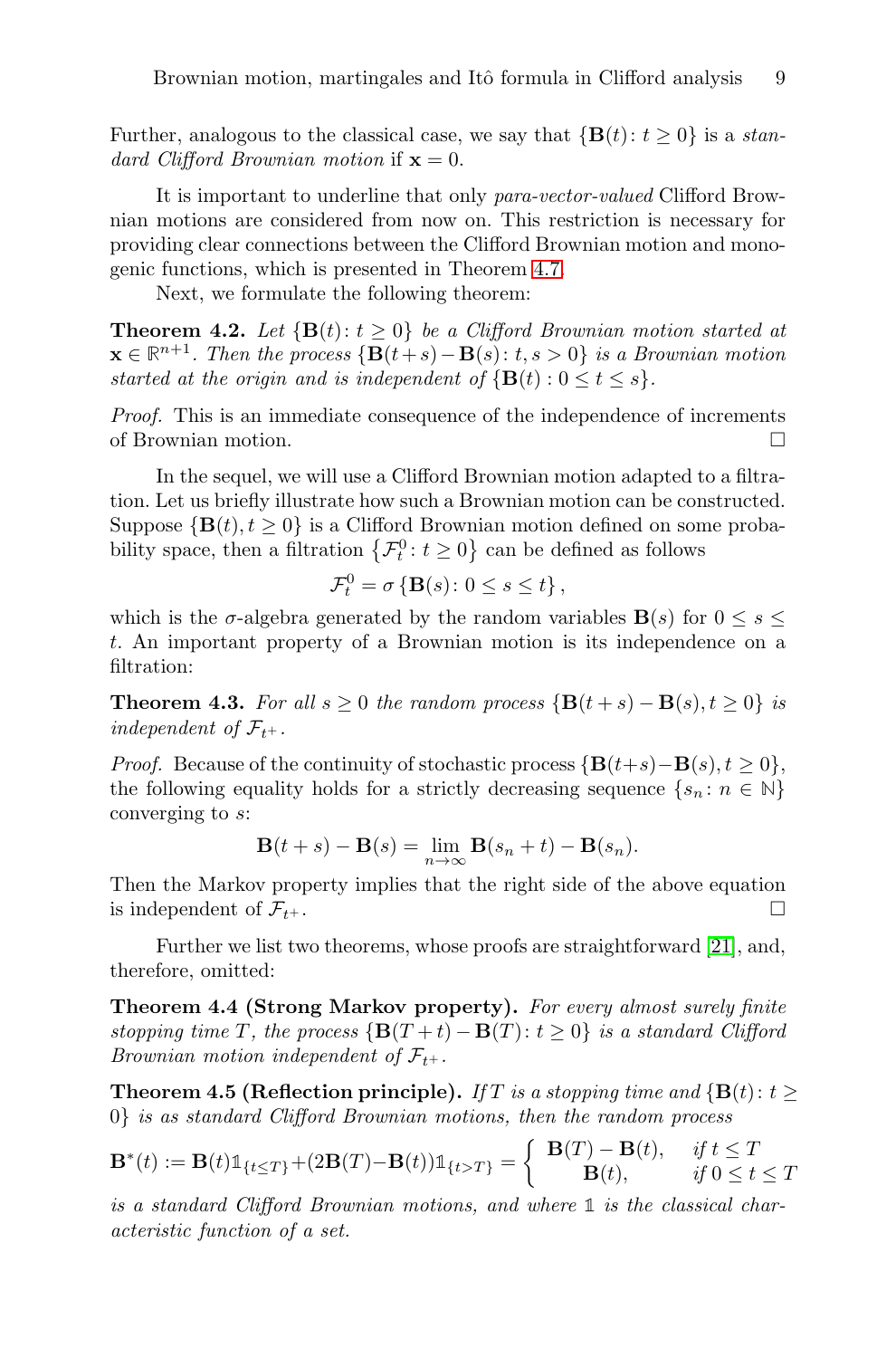Further, analogous to the classical case, we say that $\{\mathbf{B}(t)\colon t \geq 0\}$ is a *standard Clifford Brownian motion* if $\mathbf{x} = 0$.

It is important to underline that only *para-vector-valued* Clifford Brownian motions are considered from now on. This restriction is necessary for providing clear connections between the Clifford Brownian motion and monogenic functions, which is presented in Theorem 4.7.

Next, we formulate the following theorem:

**Theorem 4.2.** *Let $\{\mathbf{B}(t)\colon t \geq 0\}$ be a Clifford Brownian motion started at $\mathbf{x} \in \mathbb{R}^{n+1}$. Then the process $\{\mathbf{B}(t+s) - \mathbf{B}(s)\colon t, s > 0\}$ is a Brownian motion started at the origin and is independent of $\{\mathbf{B}(t) : 0 \leq t \leq s\}$.*

*Proof.* This is an immediate consequence of the independence of increments of Brownian motion. □

In the sequel, we will use a Clifford Brownian motion adapted to a filtration. Let us briefly illustrate how such a Brownian motion can be constructed. Suppose $\{\mathbf{B}(t), t \geq 0\}$ is a Clifford Brownian motion defined on some probability space, then a filtration $\left\{\mathcal{F}_t^0 \colon t \geq 0\right\}$ can be defined as follows

$$\mathcal{F}_t^0 = \sigma\left\{\mathbf{B}(s)\colon 0 \leq s \leq t\right\},$$

which is the $\sigma$-algebra generated by the random variables $\mathbf{B}(s)$ for $0 \leq s \leq t$. An important property of a Brownian motion is its independence on a filtration:

**Theorem 4.3.** *For all $s \geq 0$ the random process $\{\mathbf{B}(t+s) - \mathbf{B}(s), t \geq 0\}$ is independent of $\mathcal{F}_{t^+}$.*

*Proof.* Because of the continuity of stochastic process $\{\mathbf{B}(t+s) - \mathbf{B}(s), t \geq 0\}$, the following equality holds for a strictly decreasing sequence $\{s_n \colon n \in \mathbb{N}\}$ converging to $s$:

$$\mathbf{B}(t+s) - \mathbf{B}(s) = \lim_{n\to\infty} \mathbf{B}(s_n + t) - \mathbf{B}(s_n).$$

Then the Markov property implies that the right side of the above equation is independent of $\mathcal{F}_{t^+}$. □

Further we list two theorems, whose proofs are straightforward [21], and, therefore, omitted:

**Theorem 4.4 (Strong Markov property).** *For every almost surely finite stopping time $T$, the process $\{\mathbf{B}(T+t) - \mathbf{B}(T)\colon t \geq 0\}$ is a standard Clifford Brownian motion independent of $\mathcal{F}_{t^+}$.*

**Theorem 4.5 (Reflection principle).** *If $T$ is a stopping time and $\{\mathbf{B}(t)\colon t \geq 0\}$ is as standard Clifford Brownian motions, then the random process*

$$\mathbf{B}^*(t) := \mathbf{B}(t)\mathbb{1}_{\{t \leq T\}} + (2\mathbf{B}(T) - \mathbf{B}(t))\mathbb{1}_{\{t > T\}} = \begin{cases} \mathbf{B}(T) - \mathbf{B}(t), & \text{if } t \leq T \\ \mathbf{B}(t), & \text{if } 0 \leq t \leq T \end{cases}$$

*is a standard Clifford Brownian motions, and where $\mathbb{1}$ is the classical characteristic function of a set.*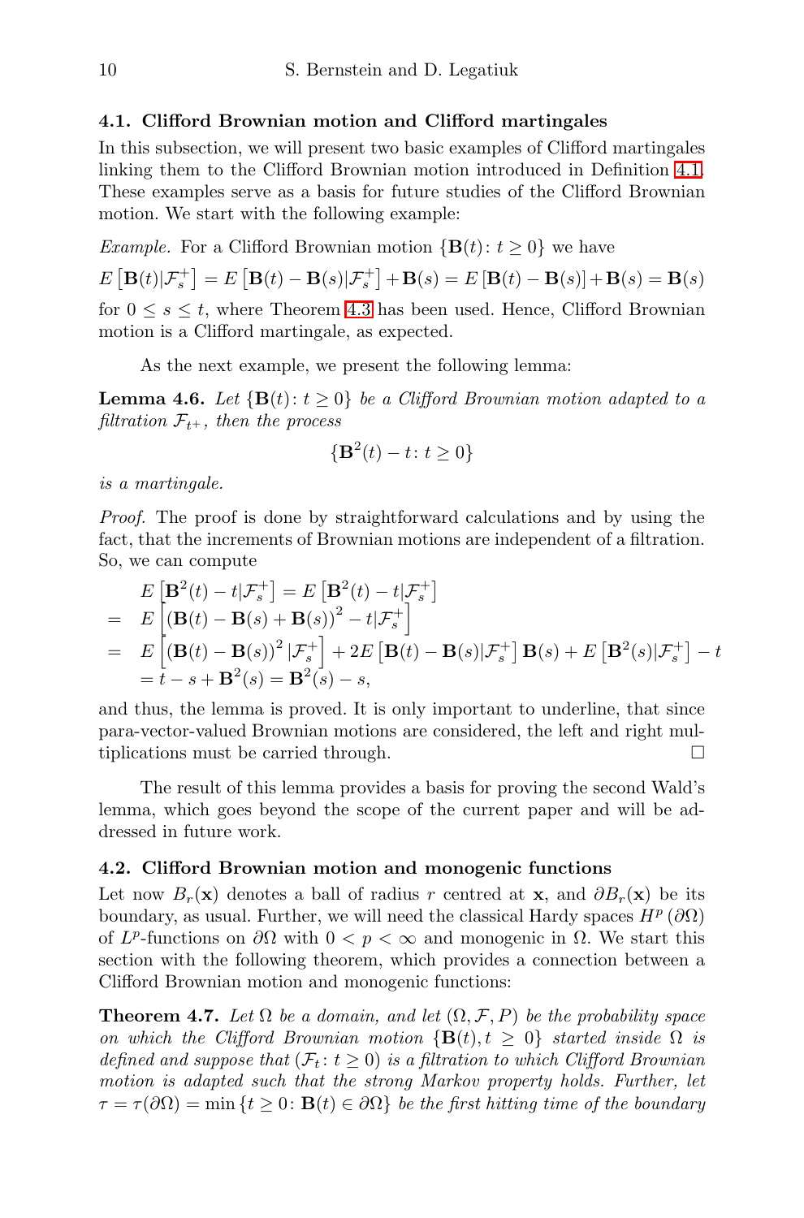### 4.1. Clifford Brownian motion and Clifford martingales

In this subsection, we will present two basic examples of Clifford martingales linking them to the Clifford Brownian motion introduced in Definition 4.1. These examples serve as a basis for future studies of the Clifford Brownian motion. We start with the following example:

*Example.* For a Clifford Brownian motion $\{\mathbf{B}(t) \colon t \geq 0\}$ we have

$$E\left[\mathbf{B}(t)|\mathcal{F}_s^+\right] = E\left[\mathbf{B}(t) - \mathbf{B}(s)|\mathcal{F}_s^+\right] + \mathbf{B}(s) = E\left[\mathbf{B}(t) - \mathbf{B}(s)\right] + \mathbf{B}(s) = \mathbf{B}(s)$$

for $0 \leq s \leq t$, where Theorem 4.3 has been used. Hence, Clifford Brownian motion is a Clifford martingale, as expected.

As the next example, we present the following lemma:

**Lemma 4.6.** *Let $\{\mathbf{B}(t) \colon t \geq 0\}$ be a Clifford Brownian motion adapted to a filtration $\mathcal{F}_{t^+}$, then the process*

$$\{\mathbf{B}^2(t) - t \colon t \geq 0\}$$

*is a martingale.*

*Proof.* The proof is done by straightforward calculations and by using the fact, that the increments of Brownian motions are independent of a filtration. So, we can compute

$$\begin{aligned}
& E\left[\mathbf{B}^2(t) - t|\mathcal{F}_s^+\right] = E\left[\mathbf{B}^2(t) - t|\mathcal{F}_s^+\right] \\
= \; & E\left[\left(\mathbf{B}(t) - \mathbf{B}(s) + \mathbf{B}(s)\right)^2 - t|\mathcal{F}_s^+\right] \\
= \; & E\left[\left(\mathbf{B}(t) - \mathbf{B}(s)\right)^2|\mathcal{F}_s^+\right] + 2E\left[\mathbf{B}(t) - \mathbf{B}(s)|\mathcal{F}_s^+\right]\mathbf{B}(s) + E\left[\mathbf{B}^2(s)|\mathcal{F}_s^+\right] - t \\
& = t - s + \mathbf{B}^2(s) = \mathbf{B}^2(s) - s,
\end{aligned}$$

and thus, the lemma is proved. It is only important to underline, that since para-vector-valued Brownian motions are considered, the left and right multiplications must be carried through. □

The result of this lemma provides a basis for proving the second Wald's lemma, which goes beyond the scope of the current paper and will be addressed in future work.

### 4.2. Clifford Brownian motion and monogenic functions

Let now $B_r(\mathbf{x})$ denotes a ball of radius $r$ centred at $\mathbf{x}$, and $\partial B_r(\mathbf{x})$ be its boundary, as usual. Further, we will need the classical Hardy spaces $H^p(\partial\Omega)$ of $L^p$-functions on $\partial\Omega$ with $0 < p < \infty$ and monogenic in $\Omega$. We start this section with the following theorem, which provides a connection between a Clifford Brownian motion and monogenic functions:

**Theorem 4.7.** *Let $\Omega$ be a domain, and let $(\Omega, \mathcal{F}, P)$ be the probability space on which the Clifford Brownian motion $\{\mathbf{B}(t), t \geq 0\}$ started inside $\Omega$ is defined and suppose that $(\mathcal{F}_t \colon t \geq 0)$ is a filtration to which Clifford Brownian motion is adapted such that the strong Markov property holds. Further, let $\tau = \tau(\partial\Omega) = \min\{t \geq 0 \colon \mathbf{B}(t) \in \partial\Omega\}$ be the first hitting time of the boundary*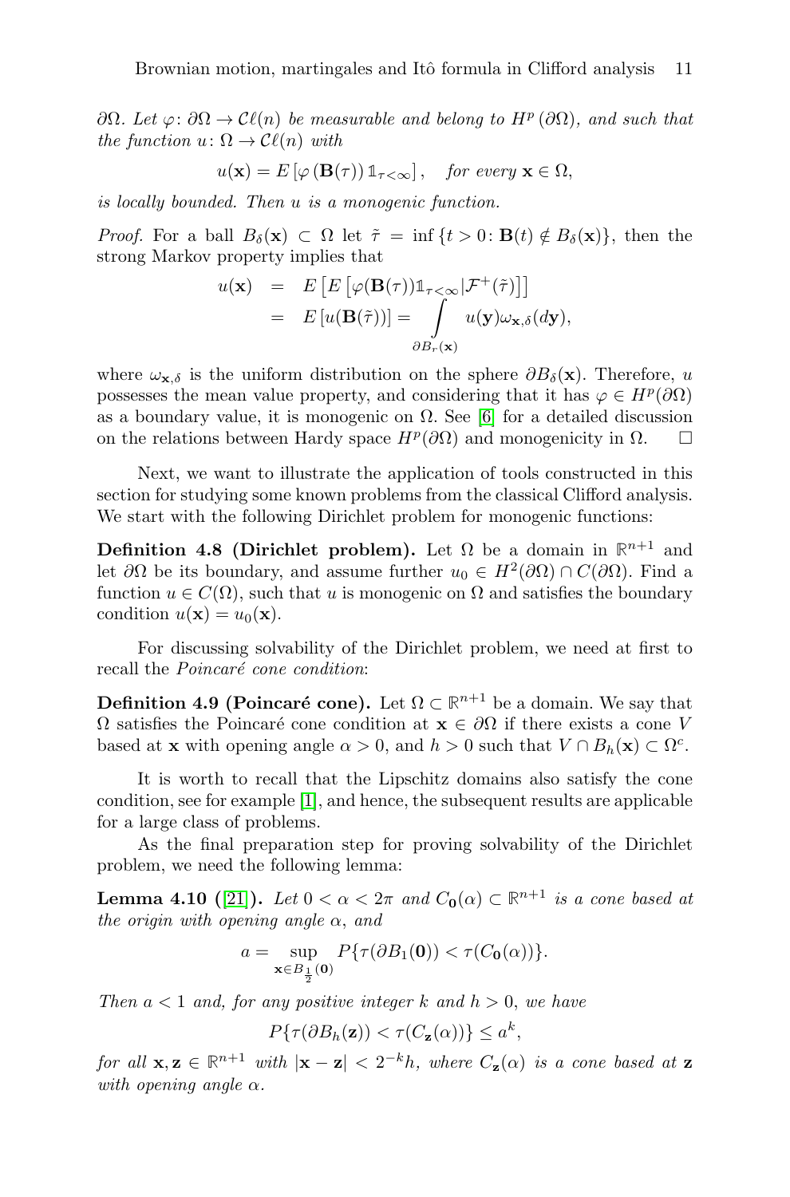$\partial\Omega$. *Let* $\varphi\colon \partial\Omega \to \mathcal{C}\ell(n)$ *be measurable and belong to* $H^p(\partial\Omega)$*, and such that the function* $u\colon \Omega \to \mathcal{C}\ell(n)$ *with*

$$u(\mathbf{x}) = E\left[\varphi\left(\mathbf{B}(\tau)\right)\mathbb{1}_{\tau<\infty}\right], \quad \text{for every } \mathbf{x} \in \Omega,$$

*is locally bounded. Then* $u$ *is a monogenic function.*

*Proof.* For a ball $B_\delta(\mathbf{x}) \subset \Omega$ let $\tilde{\tau} = \inf\{t > 0\colon \mathbf{B}(t) \notin B_\delta(\mathbf{x})\}$, then the strong Markov property implies that

$$\begin{aligned} u(\mathbf{x}) &= E\left[E\left[\varphi(\mathbf{B}(\tau))\mathbb{1}_{\tau<\infty}|\mathcal{F}^+(\tilde{\tau})\right]\right] \\ &= E\left[u(\mathbf{B}(\tilde{\tau}))\right] = \int\limits_{\partial B_r(\mathbf{x})} u(\mathbf{y})\omega_{\mathbf{x},\delta}(d\mathbf{y}), \end{aligned}$$

where $\omega_{\mathbf{x},\delta}$ is the uniform distribution on the sphere $\partial B_\delta(\mathbf{x})$. Therefore, $u$ possesses the mean value property, and considering that it has $\varphi \in H^p(\partial\Omega)$ as a boundary value, it is monogenic on $\Omega$. See [6] for a detailed discussion on the relations between Hardy space $H^p(\partial\Omega)$ and monogenicity in $\Omega$. $\square$

Next, we want to illustrate the application of tools constructed in this section for studying some known problems from the classical Clifford analysis. We start with the following Dirichlet problem for monogenic functions:

**Definition 4.8 (Dirichlet problem).** Let $\Omega$ be a domain in $\mathbb{R}^{n+1}$ and let $\partial\Omega$ be its boundary, and assume further $u_0 \in H^2(\partial\Omega) \cap C(\partial\Omega)$. Find a function $u \in C(\Omega)$, such that $u$ is monogenic on $\Omega$ and satisfies the boundary condition $u(\mathbf{x}) = u_0(\mathbf{x})$.

For discussing solvability of the Dirichlet problem, we need at first to recall the *Poincaré cone condition*:

**Definition 4.9 (Poincaré cone).** Let $\Omega \subset \mathbb{R}^{n+1}$ be a domain. We say that $\Omega$ satisfies the Poincaré cone condition at $\mathbf{x} \in \partial\Omega$ if there exists a cone $V$ based at $\mathbf{x}$ with opening angle $\alpha > 0$, and $h > 0$ such that $V \cap B_h(\mathbf{x}) \subset \Omega^c$.

It is worth to recall that the Lipschitz domains also satisfy the cone condition, see for example [1], and hence, the subsequent results are applicable for a large class of problems.

As the final preparation step for proving solvability of the Dirichlet problem, we need the following lemma:

**Lemma 4.10 ([21]).** *Let* $0 < \alpha < 2\pi$ *and* $C_{\mathbf{0}}(\alpha) \subset \mathbb{R}^{n+1}$ *is a cone based at the origin with opening angle* $\alpha$*, and*

$$a = \sup_{\mathbf{x} \in B_{\frac{1}{2}}(\mathbf{0})} P\{\tau(\partial B_1(\mathbf{0})) < \tau(C_{\mathbf{0}}(\alpha))\}.$$

*Then* $a < 1$ *and, for any positive integer* $k$ *and* $h > 0$*, we have*

$$P\{\tau(\partial B_h(\mathbf{z})) < \tau(C_{\mathbf{z}}(\alpha))\} \leq a^k,$$

*for all* $\mathbf{x}, \mathbf{z} \in \mathbb{R}^{n+1}$ *with* $|\mathbf{x} - \mathbf{z}| < 2^{-k}h$*, where* $C_{\mathbf{z}}(\alpha)$ *is a cone based at* $\mathbf{z}$ *with opening angle* $\alpha$*.*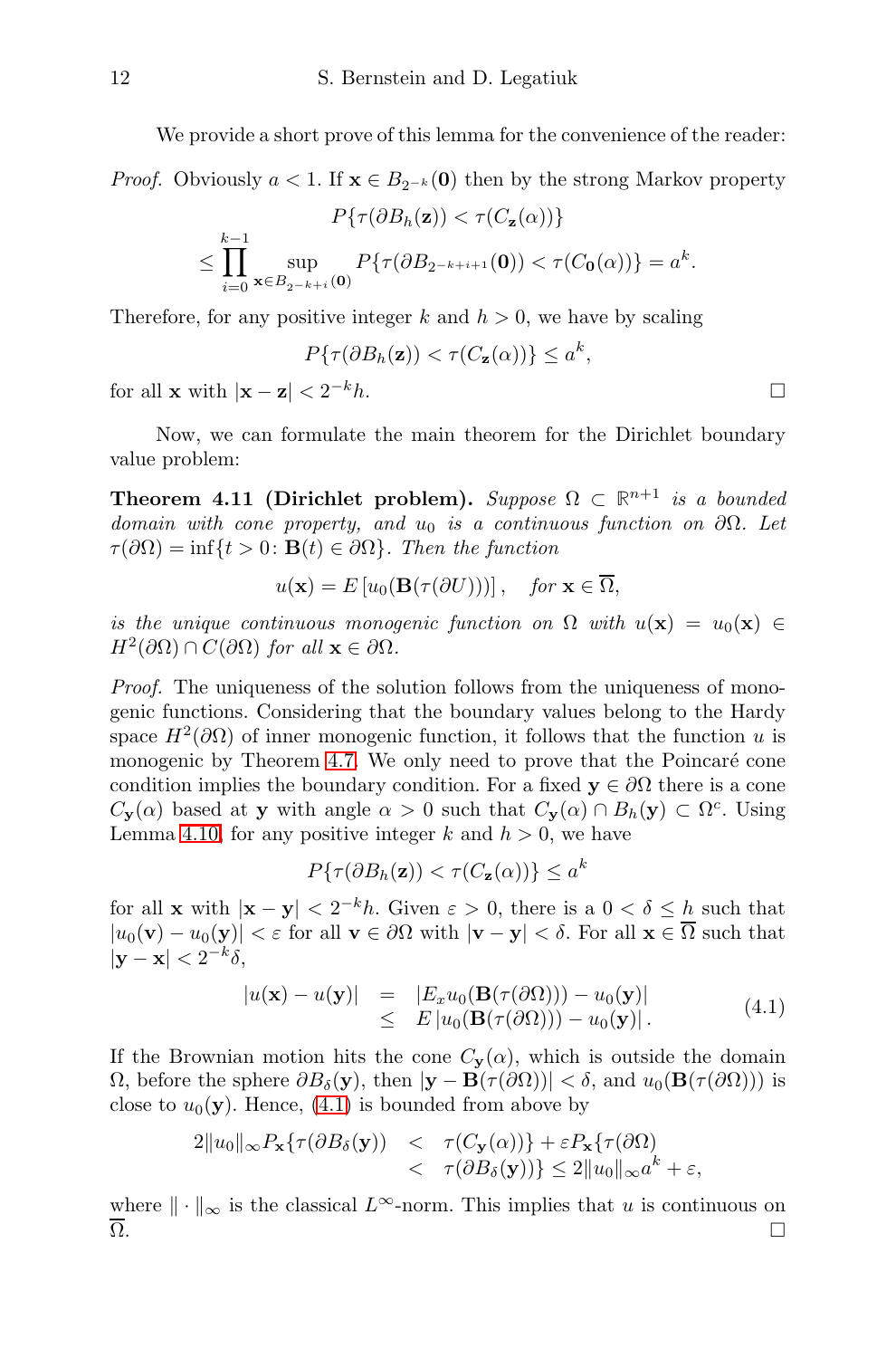We provide a short prove of this lemma for the convenience of the reader:

*Proof.* Obviously $a < 1$. If $\mathbf{x} \in B_{2^{-k}}(\mathbf{0})$ then by the strong Markov property

$$
\begin{aligned}
& P\{\tau(\partial B_h(\mathbf{z})) < \tau(C_{\mathbf{z}}(\alpha))\} \\
\leq & \prod_{i=0}^{k-1} \sup_{\mathbf{x} \in B_{2^{-k+i}}(\mathbf{0})} P\{\tau(\partial B_{2^{-k+i+1}}(\mathbf{0})) < \tau(C_{\mathbf{0}}(\alpha))\} = a^k.
\end{aligned}
$$

Therefore, for any positive integer $k$ and $h > 0$, we have by scaling

$$
P\{\tau(\partial B_h(\mathbf{z})) < \tau(C_{\mathbf{z}}(\alpha))\} \leq a^k,
$$

for all $\mathbf{x}$ with $|\mathbf{x} - \mathbf{z}| < 2^{-k}h$. □

Now, we can formulate the main theorem for the Dirichlet boundary value problem:

**Theorem 4.11 (Dirichlet problem).** *Suppose $\Omega \subset \mathbb{R}^{n+1}$ is a bounded domain with cone property, and $u_0$ is a continuous function on $\partial\Omega$. Let $\tau(\partial\Omega) = \inf\{t > 0 \colon \mathbf{B}(t) \in \partial\Omega\}$. Then the function*

$$
u(\mathbf{x}) = E\left[u_0(\mathbf{B}(\tau(\partial U)))\right], \quad \textit{for } \mathbf{x} \in \overline{\Omega},
$$

*is the unique continuous monogenic function on $\Omega$ with $u(\mathbf{x}) = u_0(\mathbf{x}) \in H^2(\partial\Omega) \cap C(\partial\Omega)$ for all $\mathbf{x} \in \partial\Omega$.*

*Proof.* The uniqueness of the solution follows from the uniqueness of monogenic functions. Considering that the boundary values belong to the Hardy space $H^2(\partial\Omega)$ of inner monogenic function, it follows that the function $u$ is monogenic by Theorem 4.7. We only need to prove that the Poincaré cone condition implies the boundary condition. For a fixed $\mathbf{y} \in \partial\Omega$ there is a cone $C_{\mathbf{y}}(\alpha)$ based at $\mathbf{y}$ with angle $\alpha > 0$ such that $C_{\mathbf{y}}(\alpha) \cap B_h(\mathbf{y}) \subset \Omega^c$. Using Lemma 4.10, for any positive integer $k$ and $h > 0$, we have

$$
P\{\tau(\partial B_h(\mathbf{z})) < \tau(C_{\mathbf{z}}(\alpha))\} \leq a^k
$$

for all $\mathbf{x}$ with $|\mathbf{x} - \mathbf{y}| < 2^{-k}h$. Given $\varepsilon > 0$, there is a $0 < \delta \leq h$ such that $|u_0(\mathbf{v}) - u_0(\mathbf{y})| < \varepsilon$ for all $\mathbf{v} \in \partial\Omega$ with $|\mathbf{v} - \mathbf{y}| < \delta$. For all $\mathbf{x} \in \overline{\Omega}$ such that $|\mathbf{y} - \mathbf{x}| < 2^{-k}\delta$,

$$
\begin{aligned}
|u(\mathbf{x}) - u(\mathbf{y})| &= |E_x u_0(\mathbf{B}(\tau(\partial\Omega))) - u_0(\mathbf{y})| \\
&\leq E\,|u_0(\mathbf{B}(\tau(\partial\Omega))) - u_0(\mathbf{y})|\,.
\end{aligned}
\tag{4.1}
$$

If the Brownian motion hits the cone $C_{\mathbf{y}}(\alpha)$, which is outside the domain $\Omega$, before the sphere $\partial B_\delta(\mathbf{y})$, then $|\mathbf{y} - \mathbf{B}(\tau(\partial\Omega))| < \delta$, and $u_0(\mathbf{B}(\tau(\partial\Omega)))$ is close to $u_0(\mathbf{y})$. Hence, (4.1) is bounded from above by

$$
\begin{aligned}
2\|u_0\|_\infty P_{\mathbf{x}}\{\tau(\partial B_\delta(\mathbf{y})) &< \tau(C_{\mathbf{y}}(\alpha))\} + \varepsilon P_{\mathbf{x}}\{\tau(\partial\Omega) \\
&< \tau(\partial B_\delta(\mathbf{y}))\} \leq 2\|u_0\|_\infty a^k + \varepsilon,
\end{aligned}
$$

where $\|\cdot\|_\infty$ is the classical $L^\infty$-norm. This implies that $u$ is continuous on $\overline{\Omega}$. □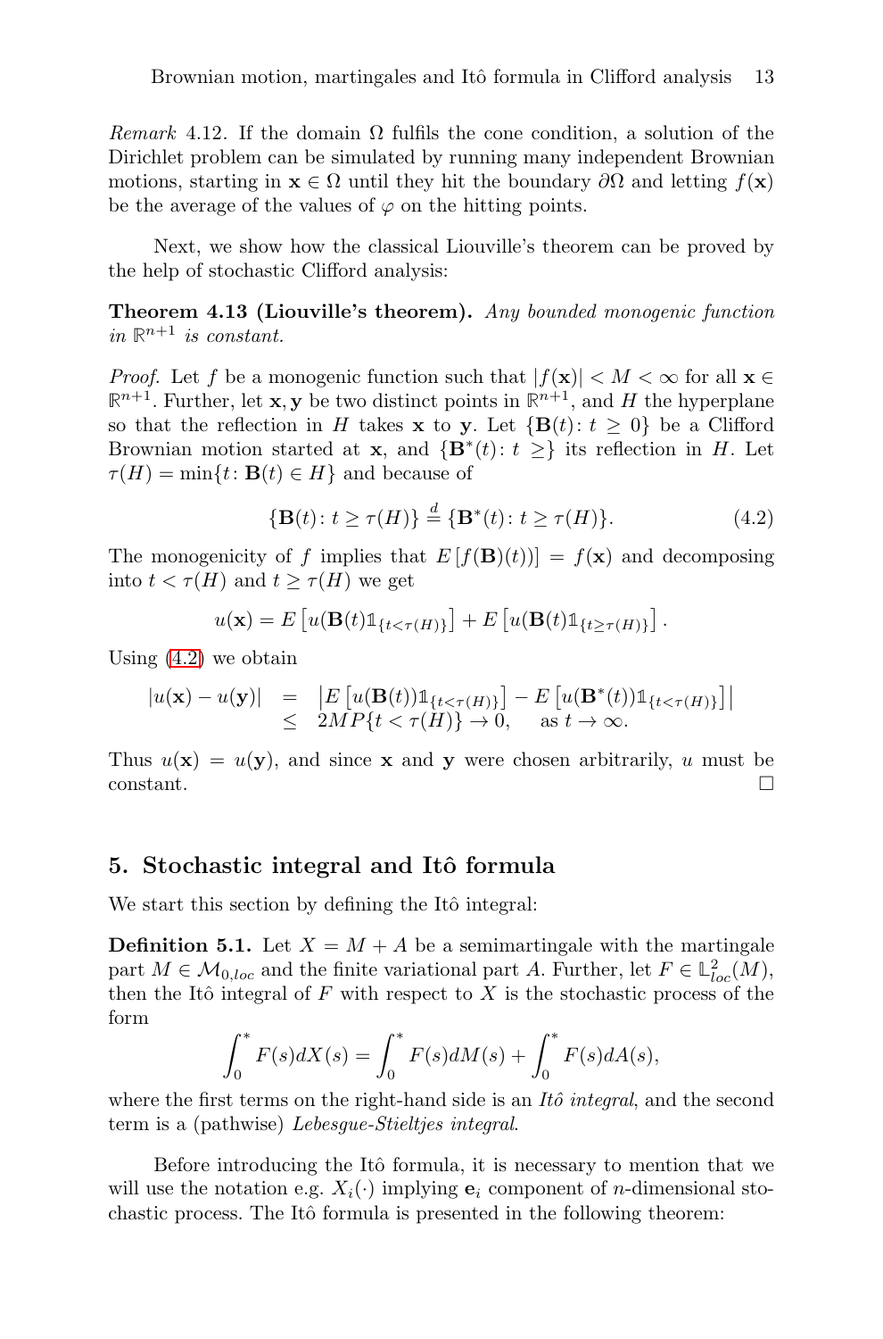*Remark* 4.12. If the domain $\Omega$ fulfils the cone condition, a solution of the Dirichlet problem can be simulated by running many independent Brownian motions, starting in $\mathbf{x} \in \Omega$ until they hit the boundary $\partial\Omega$ and letting $f(\mathbf{x})$ be the average of the values of $\varphi$ on the hitting points.

Next, we show how the classical Liouville's theorem can be proved by the help of stochastic Clifford analysis:

**Theorem 4.13 (Liouville's theorem).** *Any bounded monogenic function in* $\mathbb{R}^{n+1}$ *is constant.*

*Proof.* Let $f$ be a monogenic function such that $|f(\mathbf{x})| < M < \infty$ for all $\mathbf{x} \in \mathbb{R}^{n+1}$. Further, let $\mathbf{x}, \mathbf{y}$ be two distinct points in $\mathbb{R}^{n+1}$, and $H$ the hyperplane so that the reflection in $H$ takes $\mathbf{x}$ to $\mathbf{y}$. Let $\{\mathbf{B}(t) \colon t \geq 0\}$ be a Clifford Brownian motion started at $\mathbf{x}$, and $\{\mathbf{B}^*(t) \colon t \geq\}$ its reflection in $H$. Let $\tau(H) = \min\{t \colon \mathbf{B}(t) \in H\}$ and because of

$$\{\mathbf{B}(t) \colon t \geq \tau(H)\} \stackrel{d}{=} \{\mathbf{B}^*(t) \colon t \geq \tau(H)\}. \tag{4.2}$$

The monogenicity of $f$ implies that $E\left[f(\mathbf{B})(t))\right] = f(\mathbf{x})$ and decomposing into $t < \tau(H)$ and $t \geq \tau(H)$ we get

$$u(\mathbf{x}) = E\left[u(\mathbf{B}(t)\mathbb{1}_{\{t<\tau(H)\}}\right] + E\left[u(\mathbf{B}(t)\mathbb{1}_{\{t\geq\tau(H)\}}\right].$$

Using (4.2) we obtain

$$\begin{aligned} |u(\mathbf{x}) - u(\mathbf{y})| &= \left|E\left[u(\mathbf{B}(t))\mathbb{1}_{\{t<\tau(H)\}}\right] - E\left[u(\mathbf{B}^*(t))\mathbb{1}_{\{t<\tau(H)\}}\right]\right| \\ &\leq 2MP\{t < \tau(H)\} \to 0, \quad \text{as } t \to \infty. \end{aligned}$$

Thus $u(\mathbf{x}) = u(\mathbf{y})$, and since $\mathbf{x}$ and $\mathbf{y}$ were chosen arbitrarily, $u$ must be constant. □

## 5. Stochastic integral and Itô formula

We start this section by defining the Itô integral:

**Definition 5.1.** Let $X = M + A$ be a semimartingale with the martingale part $M \in \mathcal{M}_{0,loc}$ and the finite variational part $A$. Further, let $F \in \mathbb{L}^2_{loc}(M)$, then the Itô integral of $F$ with respect to $X$ is the stochastic process of the form

$$\int_0^* F(s)dX(s) = \int_0^* F(s)dM(s) + \int_0^* F(s)dA(s),$$

where the first terms on the right-hand side is an *Itô integral*, and the second term is a (pathwise) *Lebesgue-Stieltjes integral*.

Before introducing the Itô formula, it is necessary to mention that we will use the notation e.g. $X_i(\cdot)$ implying $\mathbf{e}_i$ component of $n$-dimensional stochastic process. The Itô formula is presented in the following theorem: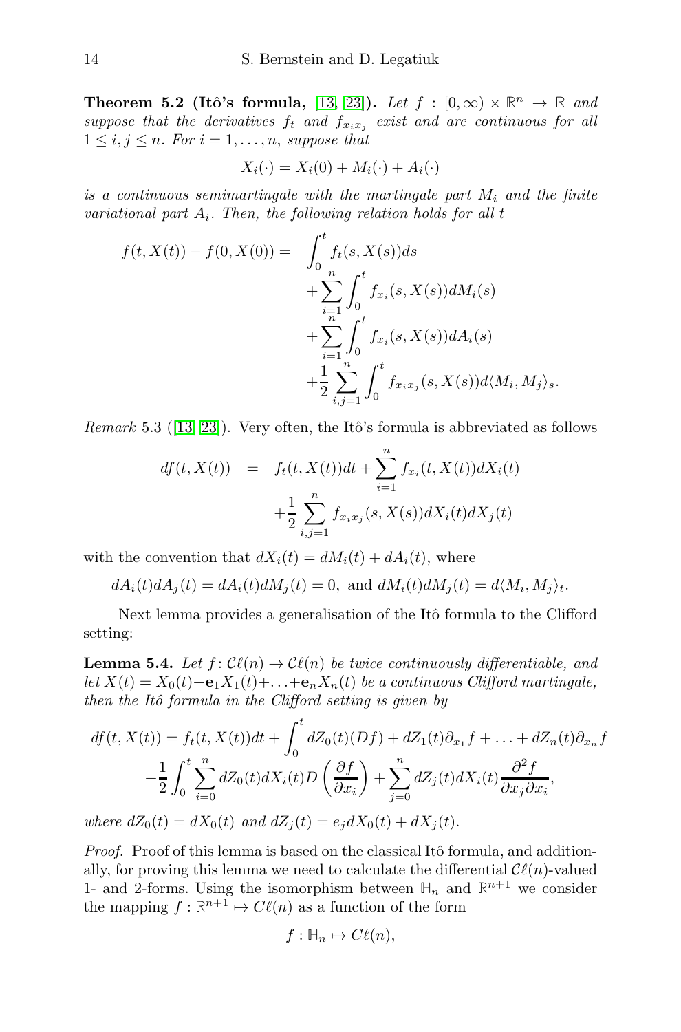**Theorem 5.2 (Itô's formula, [13, 23]).** *Let $f : [0, \infty) \times \mathbb{R}^n \to \mathbb{R}$ and suppose that the derivatives $f_t$ and $f_{x_i x_j}$ exist and are continuous for all $1 \leq i, j \leq n$. For $i = 1, \ldots, n$, suppose that*

$$X_i(\cdot) = X_i(0) + M_i(\cdot) + A_i(\cdot)$$

*is a continuous semimartingale with the martingale part $M_i$ and the finite variational part $A_i$. Then, the following relation holds for all $t$*

$$\begin{aligned} f(t, X(t)) - f(0, X(0)) = & \int_0^t f_t(s, X(s)) ds \\ & + \sum_{i=1}^n \int_0^t f_{x_i}(s, X(s)) dM_i(s) \\ & + \sum_{i=1}^n \int_0^t f_{x_i}(s, X(s)) dA_i(s) \\ & + \frac{1}{2} \sum_{i,j=1}^n \int_0^t f_{x_i x_j}(s, X(s)) d\langle M_i, M_j \rangle_s. \end{aligned}$$

*Remark* 5.3 ([13, 23]). Very often, the Itô's formula is abbreviated as follows

$$\begin{aligned} df(t, X(t)) & = f_t(t, X(t)) dt + \sum_{i=1}^n f_{x_i}(t, X(t)) dX_i(t) \\ & \quad + \frac{1}{2} \sum_{i,j=1}^n f_{x_i x_j}(s, X(s)) dX_i(t) dX_j(t) \end{aligned}$$

with the convention that $dX_i(t) = dM_i(t) + dA_i(t)$, where

$$dA_i(t) dA_j(t) = dA_i(t) dM_j(t) = 0, \text{ and } dM_i(t) dM_j(t) = d\langle M_i, M_j \rangle_t.$$

Next lemma provides a generalisation of the Itô formula to the Clifford setting:

**Lemma 5.4.** *Let $f \colon \mathcal{C}\ell(n) \to \mathcal{C}\ell(n)$ be twice continuously differentiable, and let $X(t) = X_0(t) + \mathbf{e}_1 X_1(t) + \ldots + \mathbf{e}_n X_n(t)$ be a continuous Clifford martingale, then the Itô formula in the Clifford setting is given by*

$$\begin{aligned} df(t, X(t)) = f_t(t, X(t)) dt + \int_0^t dZ_0(t)(Df) + dZ_1(t) \partial_{x_1} f + \ldots + dZ_n(t) \partial_{x_n} f \\ + \frac{1}{2} \int_0^t \sum_{i=0}^n dZ_0(t) dX_i(t) D\left(\frac{\partial f}{\partial x_i}\right) + \sum_{j=0}^n dZ_j(t) dX_i(t) \frac{\partial^2 f}{\partial x_j \partial x_i}, \end{aligned}$$

*where $dZ_0(t) = dX_0(t)$ and $dZ_j(t) = e_j dX_0(t) + dX_j(t)$.*

*Proof.* Proof of this lemma is based on the classical Itô formula, and additionally, for proving this lemma we need to calculate the differential $\mathcal{C}\ell(n)$-valued 1- and 2-forms. Using the isomorphism between $\mathbb{H}_n$ and $\mathbb{R}^{n+1}$ we consider the mapping $f : \mathbb{R}^{n+1} \mapsto C\ell(n)$ as a function of the form

$$f : \mathbb{H}_n \mapsto C\ell(n),$$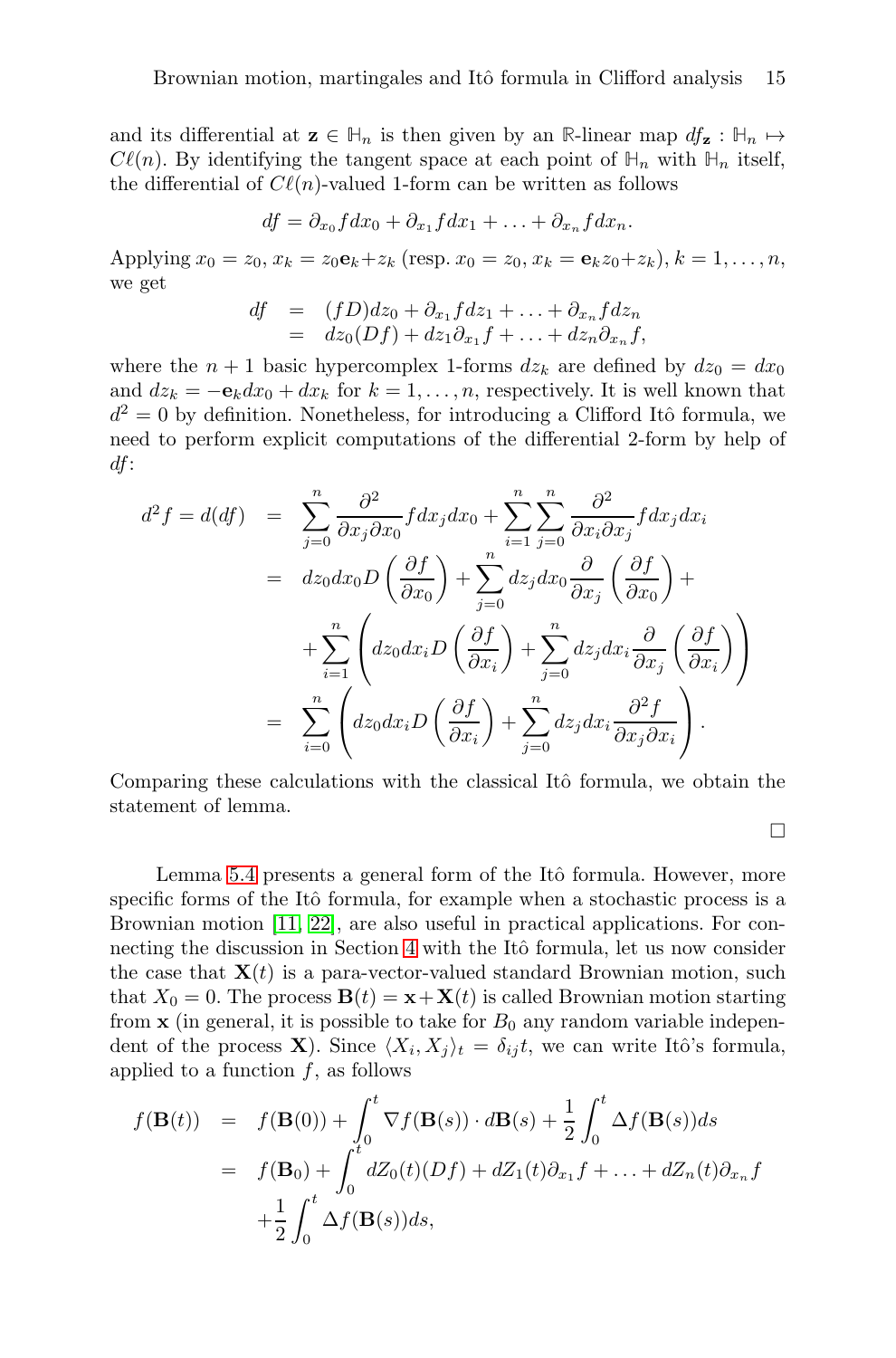and its differential at $\mathbf{z} \in \mathbb{H}_n$ is then given by an $\mathbb{R}$-linear map $df_{\mathbf{z}} : \mathbb{H}_n \mapsto C\ell(n)$. By identifying the tangent space at each point of $\mathbb{H}_n$ with $\mathbb{H}_n$ itself, the differential of $C\ell(n)$-valued 1-form can be written as follows

$$
df = \partial_{x_0} f dx_0 + \partial_{x_1} f dx_1 + \ldots + \partial_{x_n} f dx_n.
$$

Applying $x_0 = z_0$, $x_k = z_0\mathbf{e}_k + z_k$ (resp. $x_0 = z_0$, $x_k = \mathbf{e}_k z_0 + z_k$), $k = 1, \ldots, n$, we get

$$
\begin{aligned}
df &= (fD)dz_0 + \partial_{x_1} f dz_1 + \ldots + \partial_{x_n} f dz_n \\
&= dz_0(Df) + dz_1 \partial_{x_1} f + \ldots + dz_n \partial_{x_n} f,
\end{aligned}
$$

where the $n+1$ basic hypercomplex 1-forms $dz_k$ are defined by $dz_0 = dx_0$ and $dz_k = -\mathbf{e}_k dx_0 + dx_k$ for $k = 1, \ldots, n$, respectively. It is well known that $d^2 = 0$ by definition. Nonetheless, for introducing a Clifford Itô formula, we need to perform explicit computations of the differential 2-form by help of $df$:

$$
\begin{aligned}
d^2 f = d(df) &= \sum_{j=0}^{n} \frac{\partial^2}{\partial x_j \partial x_0} f dx_j dx_0 + \sum_{i=1}^{n} \sum_{j=0}^{n} \frac{\partial^2}{\partial x_i \partial x_j} f dx_j dx_i \\
&= dz_0 dx_0 D\left(\frac{\partial f}{\partial x_0}\right) + \sum_{j=0}^{n} dz_j dx_0 \frac{\partial}{\partial x_j}\left(\frac{\partial f}{\partial x_0}\right) + \\
&\quad + \sum_{i=1}^{n} \left( dz_0 dx_i D\left(\frac{\partial f}{\partial x_i}\right) + \sum_{j=0}^{n} dz_j dx_i \frac{\partial}{\partial x_j}\left(\frac{\partial f}{\partial x_i}\right) \right) \\
&= \sum_{i=0}^{n} \left( dz_0 dx_i D\left(\frac{\partial f}{\partial x_i}\right) + \sum_{j=0}^{n} dz_j dx_i \frac{\partial^2 f}{\partial x_j \partial x_i} \right).
\end{aligned}
$$

Comparing these calculations with the classical Itô formula, we obtain the statement of lemma.

□

Lemma 5.4 presents a general form of the Itô formula. However, more specific forms of the Itô formula, for example when a stochastic process is a Brownian motion [11, 22], are also useful in practical applications. For connecting the discussion in Section 4 with the Itô formula, let us now consider the case that $\mathbf{X}(t)$ is a para-vector-valued standard Brownian motion, such that $X_0 = 0$. The process $\mathbf{B}(t) = \mathbf{x} + \mathbf{X}(t)$ is called Brownian motion starting from $\mathbf{x}$ (in general, it is possible to take for $B_0$ any random variable independent of the process $\mathbf{X}$). Since $\langle X_i, X_j \rangle_t = \delta_{ij} t$, we can write Itô's formula, applied to a function $f$, as follows

$$
\begin{aligned}
f(\mathbf{B}(t)) &= f(\mathbf{B}(0)) + \int_0^t \nabla f(\mathbf{B}(s)) \cdot d\mathbf{B}(s) + \frac{1}{2} \int_0^t \Delta f(\mathbf{B}(s)) ds \\
&= f(\mathbf{B}_0) + \int_0^t dZ_0(t)(Df) + dZ_1(t) \partial_{x_1} f + \ldots + dZ_n(t) \partial_{x_n} f \\
&\quad + \frac{1}{2} \int_0^t \Delta f(\mathbf{B}(s)) ds,
\end{aligned}
$$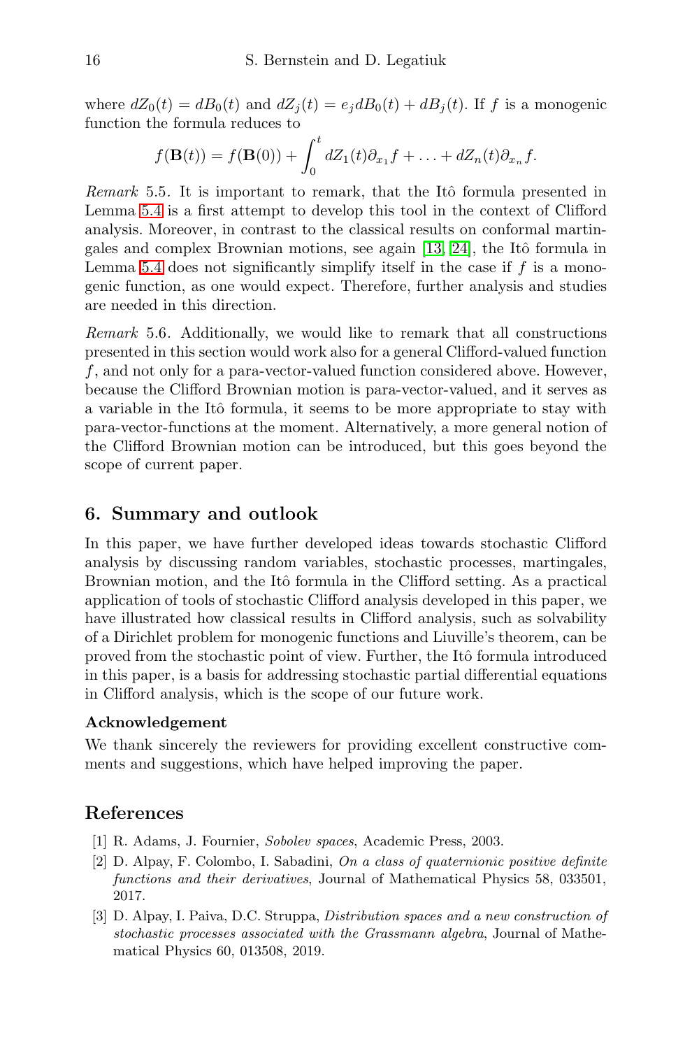where $dZ_0(t) = dB_0(t)$ and $dZ_j(t) = e_j dB_0(t) + dB_j(t)$. If $f$ is a monogenic function the formula reduces to

$$f(\mathbf{B}(t)) = f(\mathbf{B}(0)) + \int_0^t dZ_1(t)\partial_{x_1} f + \ldots + dZ_n(t)\partial_{x_n} f.$$

*Remark* 5.5. It is important to remark, that the Itô formula presented in Lemma 5.4 is a first attempt to develop this tool in the context of Clifford analysis. Moreover, in contrast to the classical results on conformal martingales and complex Brownian motions, see again [13, 24], the Itô formula in Lemma 5.4 does not significantly simplify itself in the case if $f$ is a monogenic function, as one would expect. Therefore, further analysis and studies are needed in this direction.

*Remark* 5.6. Additionally, we would like to remark that all constructions presented in this section would work also for a general Clifford-valued function $f$, and not only for a para-vector-valued function considered above. However, because the Clifford Brownian motion is para-vector-valued, and it serves as a variable in the Itô formula, it seems to be more appropriate to stay with para-vector-functions at the moment. Alternatively, a more general notion of the Clifford Brownian motion can be introduced, but this goes beyond the scope of current paper.

## 6. Summary and outlook

In this paper, we have further developed ideas towards stochastic Clifford analysis by discussing random variables, stochastic processes, martingales, Brownian motion, and the Itô formula in the Clifford setting. As a practical application of tools of stochastic Clifford analysis developed in this paper, we have illustrated how classical results in Clifford analysis, such as solvability of a Dirichlet problem for monogenic functions and Liuville's theorem, can be proved from the stochastic point of view. Further, the Itô formula introduced in this paper, is a basis for addressing stochastic partial differential equations in Clifford analysis, which is the scope of our future work.

### Acknowledgement

We thank sincerely the reviewers for providing excellent constructive comments and suggestions, which have helped improving the paper.

## References

[1] R. Adams, J. Fournier, *Sobolev spaces*, Academic Press, 2003.

[2] D. Alpay, F. Colombo, I. Sabadini, *On a class of quaternionic positive definite functions and their derivatives*, Journal of Mathematical Physics 58, 033501, 2017.

[3] D. Alpay, I. Paiva, D.C. Struppa, *Distribution spaces and a new construction of stochastic processes associated with the Grassmann algebra*, Journal of Mathematical Physics 60, 013508, 2019.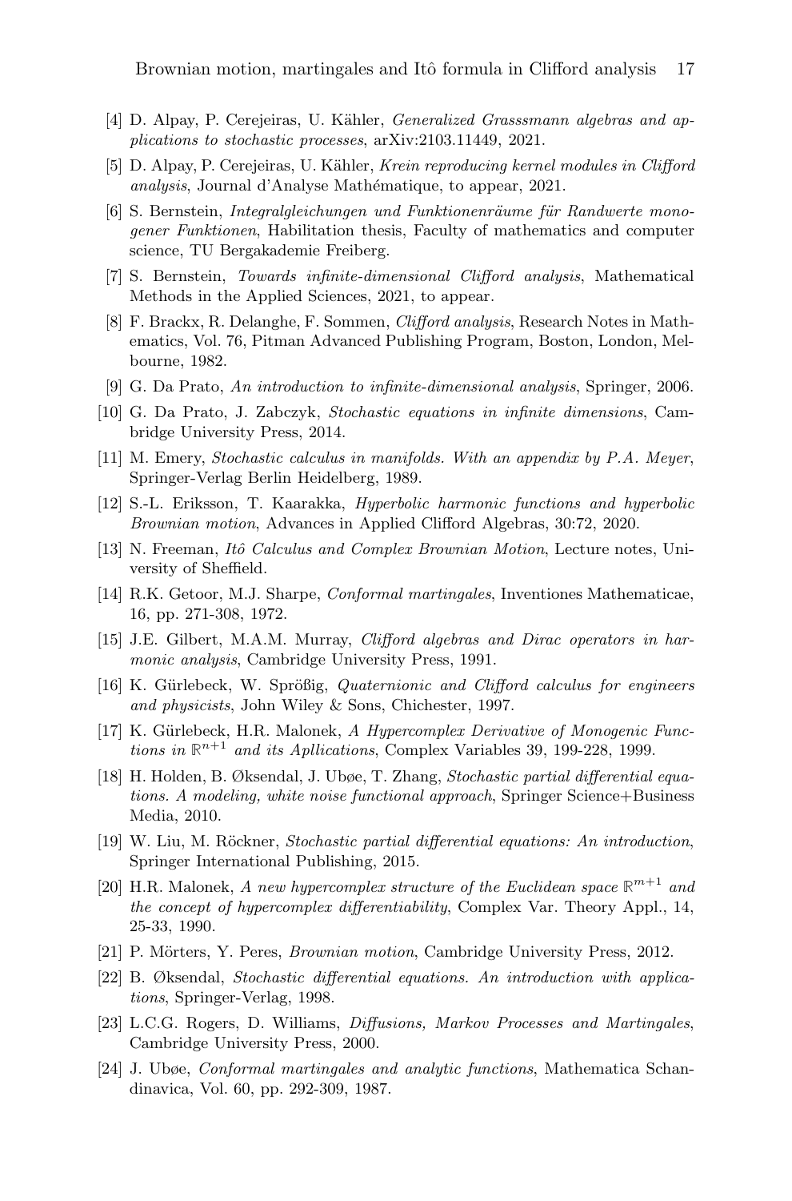[4] D. Alpay, P. Cerejeiras, U. Kähler, *Generalized Grasssmann algebras and applications to stochastic processes*, arXiv:2103.11449, 2021.

[5] D. Alpay, P. Cerejeiras, U. Kähler, *Krein reproducing kernel modules in Clifford analysis*, Journal d'Analyse Mathématique, to appear, 2021.

[6] S. Bernstein, *Integralgleichungen und Funktionenräume für Randwerte monogener Funktionen*, Habilitation thesis, Faculty of mathematics and computer science, TU Bergakademie Freiberg.

[7] S. Bernstein, *Towards infinite-dimensional Clifford analysis*, Mathematical Methods in the Applied Sciences, 2021, to appear.

[8] F. Brackx, R. Delanghe, F. Sommen, *Clifford analysis*, Research Notes in Mathematics, Vol. 76, Pitman Advanced Publishing Program, Boston, London, Melbourne, 1982.

[9] G. Da Prato, *An introduction to infinite-dimensional analysis*, Springer, 2006.

[10] G. Da Prato, J. Zabczyk, *Stochastic equations in infinite dimensions*, Cambridge University Press, 2014.

[11] M. Emery, *Stochastic calculus in manifolds. With an appendix by P.A. Meyer*, Springer-Verlag Berlin Heidelberg, 1989.

[12] S.-L. Eriksson, T. Kaarakka, *Hyperbolic harmonic functions and hyperbolic Brownian motion*, Advances in Applied Clifford Algebras, 30:72, 2020.

[13] N. Freeman, *Itô Calculus and Complex Brownian Motion*, Lecture notes, University of Sheffield.

[14] R.K. Getoor, M.J. Sharpe, *Conformal martingales*, Inventiones Mathematicae, 16, pp. 271-308, 1972.

[15] J.E. Gilbert, M.A.M. Murray, *Clifford algebras and Dirac operators in harmonic analysis*, Cambridge University Press, 1991.

[16] K. Gürlebeck, W. Sprößig, *Quaternionic and Clifford calculus for engineers and physicists*, John Wiley & Sons, Chichester, 1997.

[17] K. Gürlebeck, H.R. Malonek, *A Hypercomplex Derivative of Monogenic Functions in $\mathbb{R}^{n+1}$ and its Apllications*, Complex Variables 39, 199-228, 1999.

[18] H. Holden, B. Øksendal, J. Ubøe, T. Zhang, *Stochastic partial differential equations. A modeling, white noise functional approach*, Springer Science+Business Media, 2010.

[19] W. Liu, M. Röckner, *Stochastic partial differential equations: An introduction*, Springer International Publishing, 2015.

[20] H.R. Malonek, *A new hypercomplex structure of the Euclidean space $\mathbb{R}^{m+1}$ and the concept of hypercomplex differentiability*, Complex Var. Theory Appl., 14, 25-33, 1990.

[21] P. Mörters, Y. Peres, *Brownian motion*, Cambridge University Press, 2012.

[22] B. Øksendal, *Stochastic differential equations. An introduction with applications*, Springer-Verlag, 1998.

[23] L.C.G. Rogers, D. Williams, *Diffusions, Markov Processes and Martingales*, Cambridge University Press, 2000.

[24] J. Ubøe, *Conformal martingales and analytic functions*, Mathematica Schandinavica, Vol. 60, pp. 292-309, 1987.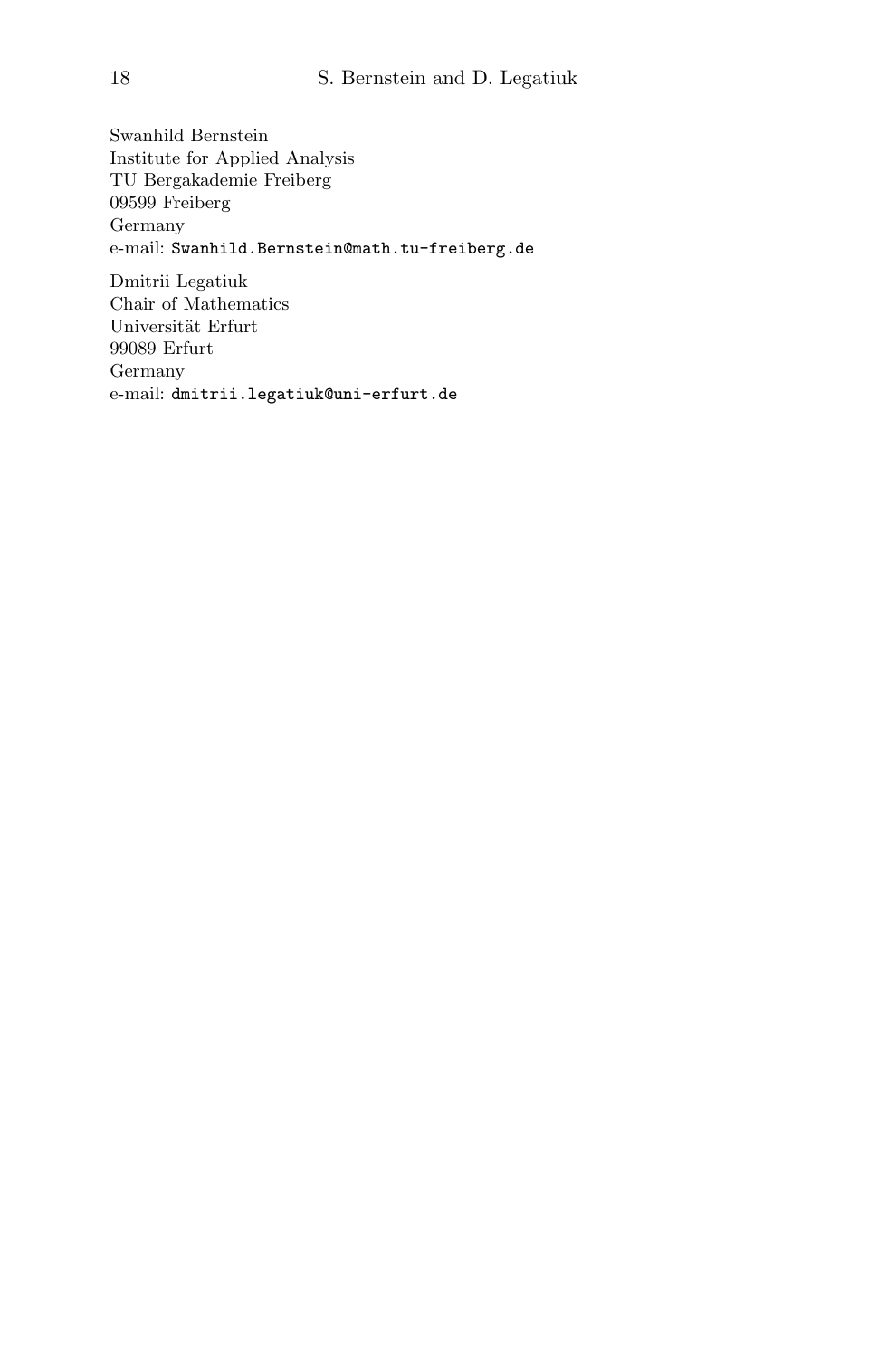Swanhild Bernstein
Institute for Applied Analysis
TU Bergakademie Freiberg
09599 Freiberg
Germany
e-mail: Swanhild.Bernstein@math.tu-freiberg.de

Dmitrii Legatiuk
Chair of Mathematics
Universität Erfurt
99089 Erfurt
Germany
e-mail: dmitrii.legatiuk@uni-erfurt.de